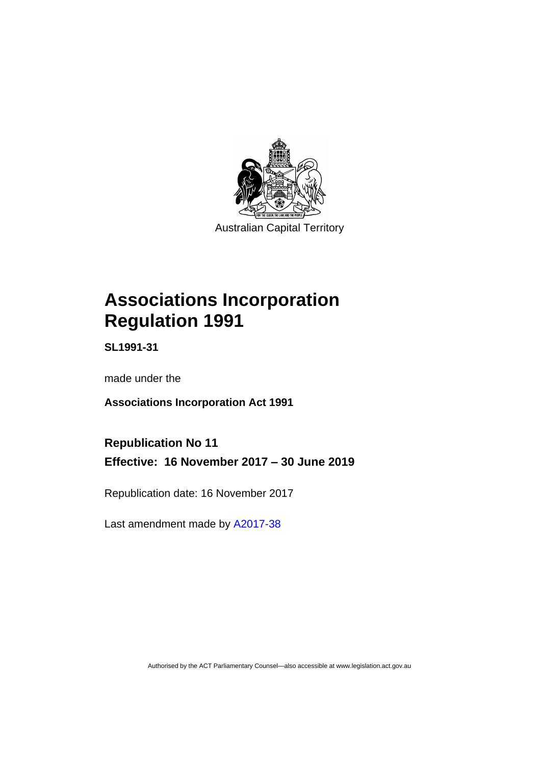Australian Capital Territory

# Associations Incorporation Regulation 1991

**SL1991-31**

made under the

**Associations Incorporation Act 1991**

**Republication No 11**

**Effective: 16 November 2017 – 30 June 2019**

Republication date: 16 November 2017

Last amendment made by A2017-38

Authorised by the ACT Parliamentary Counsel—also accessible at www.legislation.act.gov.au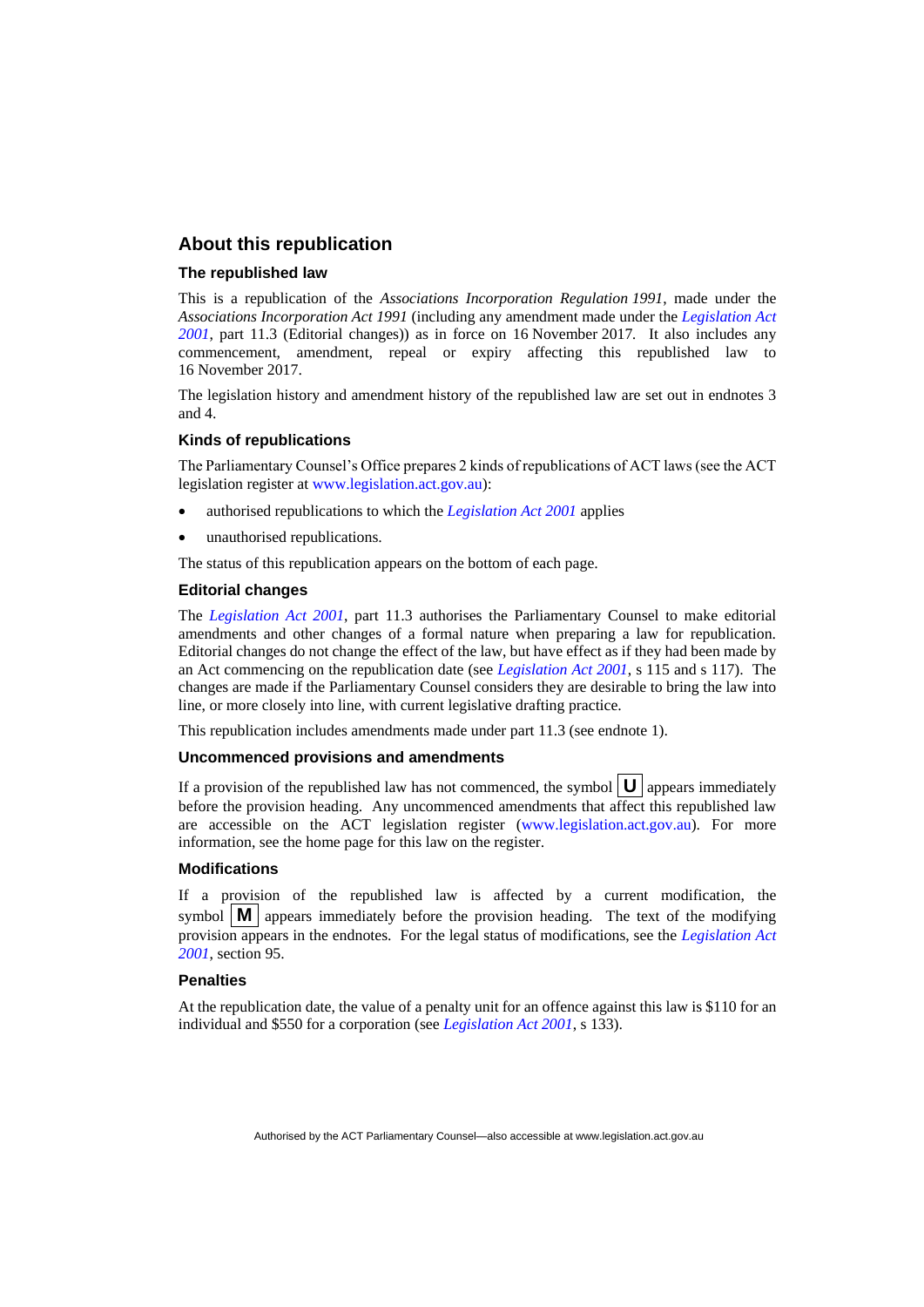## About this republication

### The republished law

This is a republication of the *Associations Incorporation Regulation 1991*, made under the *Associations Incorporation Act 1991* (including any amendment made under the *Legislation Act 2001*, part 11.3 (Editorial changes)) as in force on 16 November 2017. It also includes any commencement, amendment, repeal or expiry affecting this republished law to 16 November 2017.

The legislation history and amendment history of the republished law are set out in endnotes 3 and 4.

### Kinds of republications

The Parliamentary Counsel's Office prepares 2 kinds of republications of ACT laws (see the ACT legislation register at www.legislation.act.gov.au):

- authorised republications to which the *Legislation Act 2001* applies
- unauthorised republications.

The status of this republication appears on the bottom of each page.

### Editorial changes

The *Legislation Act 2001*, part 11.3 authorises the Parliamentary Counsel to make editorial amendments and other changes of a formal nature when preparing a law for republication. Editorial changes do not change the effect of the law, but have effect as if they had been made by an Act commencing on the republication date (see *Legislation Act 2001*, s 115 and s 117). The changes are made if the Parliamentary Counsel considers they are desirable to bring the law into line, or more closely into line, with current legislative drafting practice.

This republication includes amendments made under part 11.3 (see endnote 1).

### Uncommenced provisions and amendments

If a provision of the republished law has not commenced, the symbol **U** appears immediately before the provision heading. Any uncommenced amendments that affect this republished law are accessible on the ACT legislation register (www.legislation.act.gov.au). For more information, see the home page for this law on the register.

### Modifications

If a provision of the republished law is affected by a current modification, the symbol **M** appears immediately before the provision heading. The text of the modifying provision appears in the endnotes. For the legal status of modifications, see the *Legislation Act 2001*, section 95.

### Penalties

At the republication date, the value of a penalty unit for an offence against this law is $110 for an individual and $550 for a corporation (see *Legislation Act 2001*, s 133).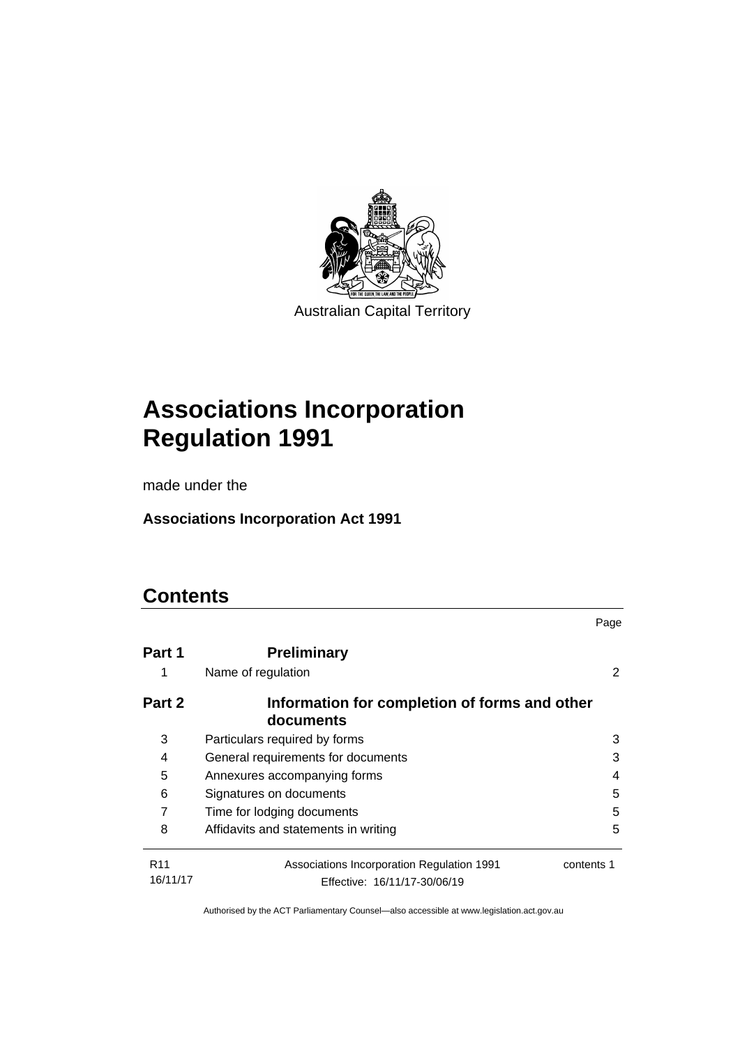Australian Capital Territory

# Associations Incorporation Regulation 1991

made under the

**Associations Incorporation Act 1991**

## Contents

| | | Page |
|---|---|---|
| **Part 1** | **Preliminary** | |
| 1 | Name of regulation | 2 |
| **Part 2** | **Information for completion of forms and other documents** | |
| 3 | Particulars required by forms | 3 |
| 4 | General requirements for documents | 3 |
| 5 | Annexures accompanying forms | 4 |
| 6 | Signatures on documents | 5 |
| 7 | Time for lodging documents | 5 |
| 8 | Affidavits and statements in writing | 5 |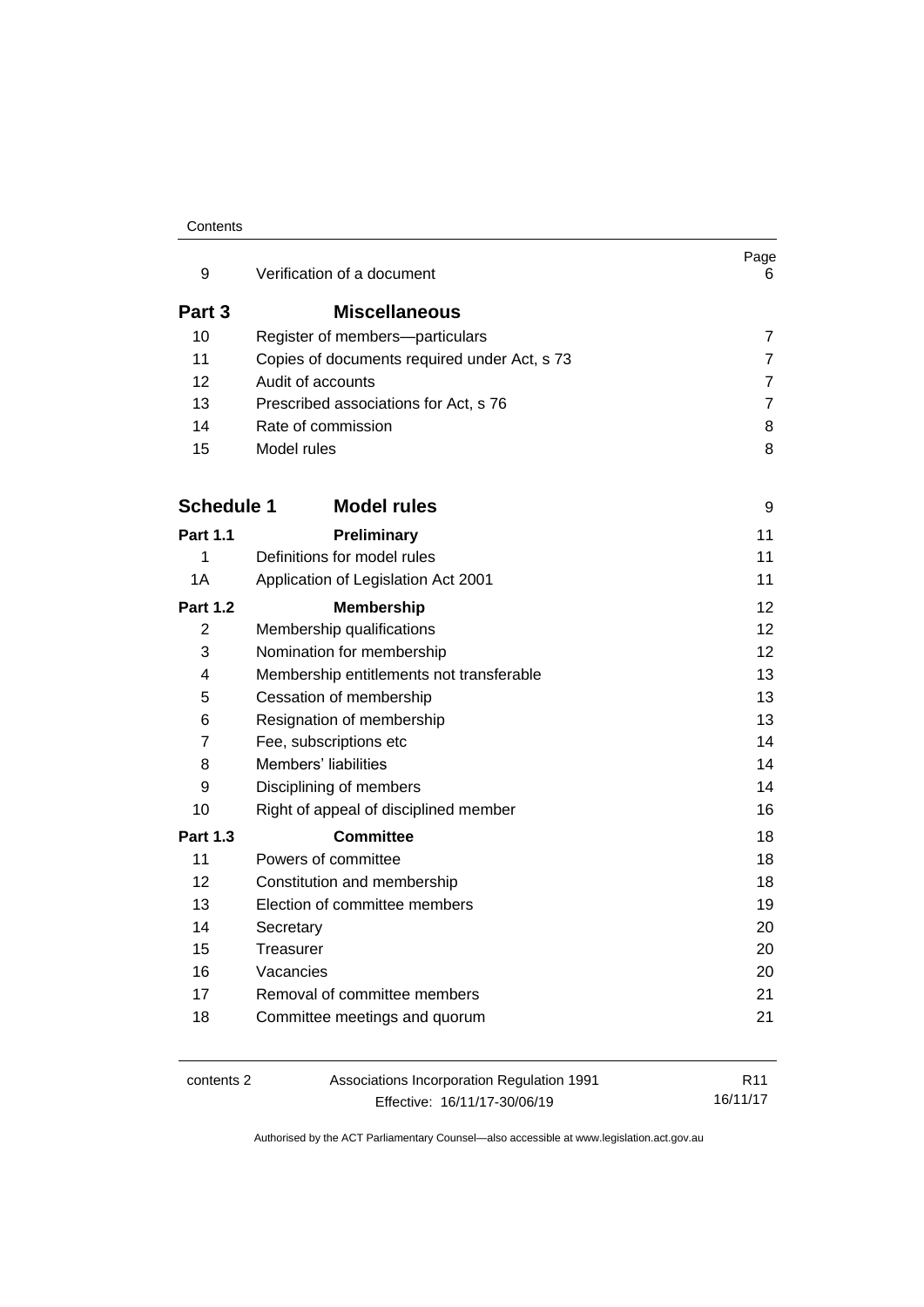| | | Page |
|---|---|---|
| 9 | Verification of a document | 6 |
| **Part 3** | **Miscellaneous** | |
| 10 | Register of members—particulars | 7 |
| 11 | Copies of documents required under Act, s 73 | 7 |
| 12 | Audit of accounts | 7 |
| 13 | Prescribed associations for Act, s 76 | 7 |
| 14 | Rate of commission | 8 |
| 15 | Model rules | 8 |
| **Schedule 1** | **Model rules** | 9 |
| **Part 1.1** | **Preliminary** | 11 |
| 1 | Definitions for model rules | 11 |
| 1A | Application of Legislation Act 2001 | 11 |
| **Part 1.2** | **Membership** | 12 |
| 2 | Membership qualifications | 12 |
| 3 | Nomination for membership | 12 |
| 4 | Membership entitlements not transferable | 13 |
| 5 | Cessation of membership | 13 |
| 6 | Resignation of membership | 13 |
| 7 | Fee, subscriptions etc | 14 |
| 8 | Members' liabilities | 14 |
| 9 | Disciplining of members | 14 |
| 10 | Right of appeal of disciplined member | 16 |
| **Part 1.3** | **Committee** | 18 |
| 11 | Powers of committee | 18 |
| 12 | Constitution and membership | 18 |
| 13 | Election of committee members | 19 |
| 14 | Secretary | 20 |
| 15 | Treasurer | 20 |
| 16 | Vacancies | 20 |
| 17 | Removal of committee members | 21 |
| 18 | Committee meetings and quorum | 21 |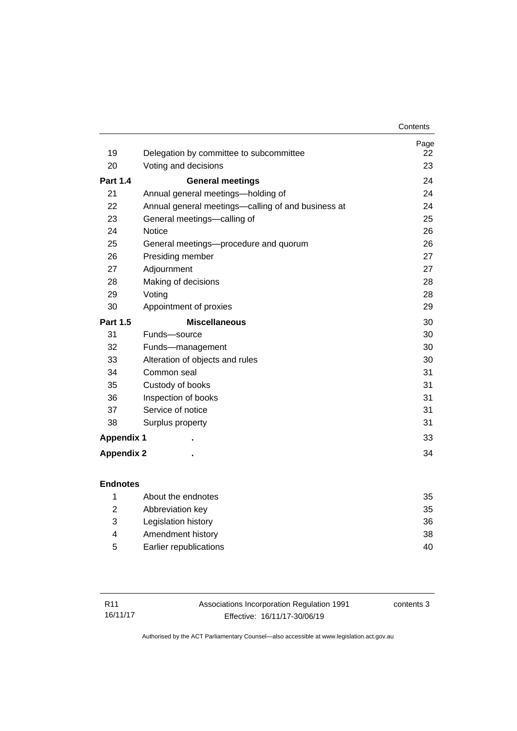| | | Page |
|---|---|---|
| 19 | Delegation by committee to subcommittee | 22 |
| 20 | Voting and decisions | 23 |
| **Part 1.4** | **General meetings** | 24 |
| 21 | Annual general meetings—holding of | 24 |
| 22 | Annual general meetings—calling of and business at | 24 |
| 23 | General meetings—calling of | 25 |
| 24 | Notice | 26 |
| 25 | General meetings—procedure and quorum | 26 |
| 26 | Presiding member | 27 |
| 27 | Adjournment | 27 |
| 28 | Making of decisions | 28 |
| 29 | Voting | 28 |
| 30 | Appointment of proxies | 29 |
| **Part 1.5** | **Miscellaneous** | 30 |
| 31 | Funds—source | 30 |
| 32 | Funds—management | 30 |
| 33 | Alteration of objects and rules | 30 |
| 34 | Common seal | 31 |
| 35 | Custody of books | 31 |
| 36 | Inspection of books | 31 |
| 37 | Service of notice | 31 |
| 38 | Surplus property | 31 |
| **Appendix 1** | **.** | 33 |
| **Appendix 2** | **.** | 34 |

**Endnotes**

| | | |
|---|---|---|
| 1 | About the endnotes | 35 |
| 2 | Abbreviation key | 35 |
| 3 | Legislation history | 36 |
| 4 | Amendment history | 38 |
| 5 | Earlier republications | 40 |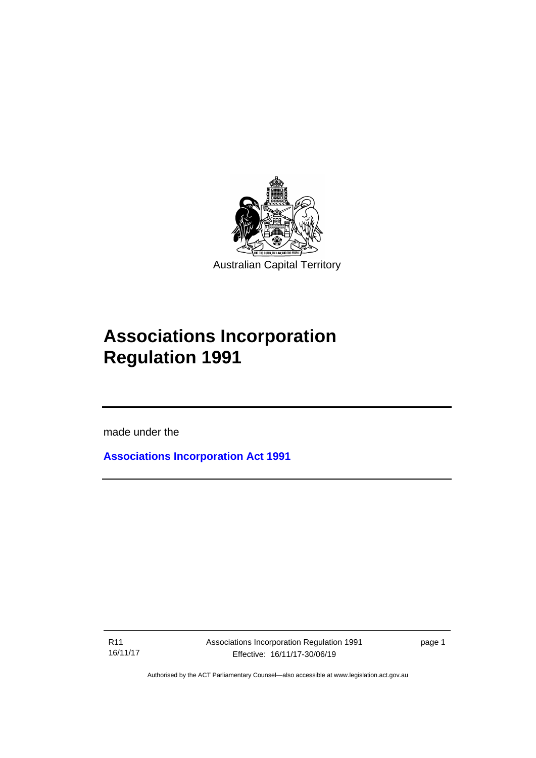Australian Capital Territory

# Associations Incorporation Regulation 1991

made under the

**Associations Incorporation Act 1991**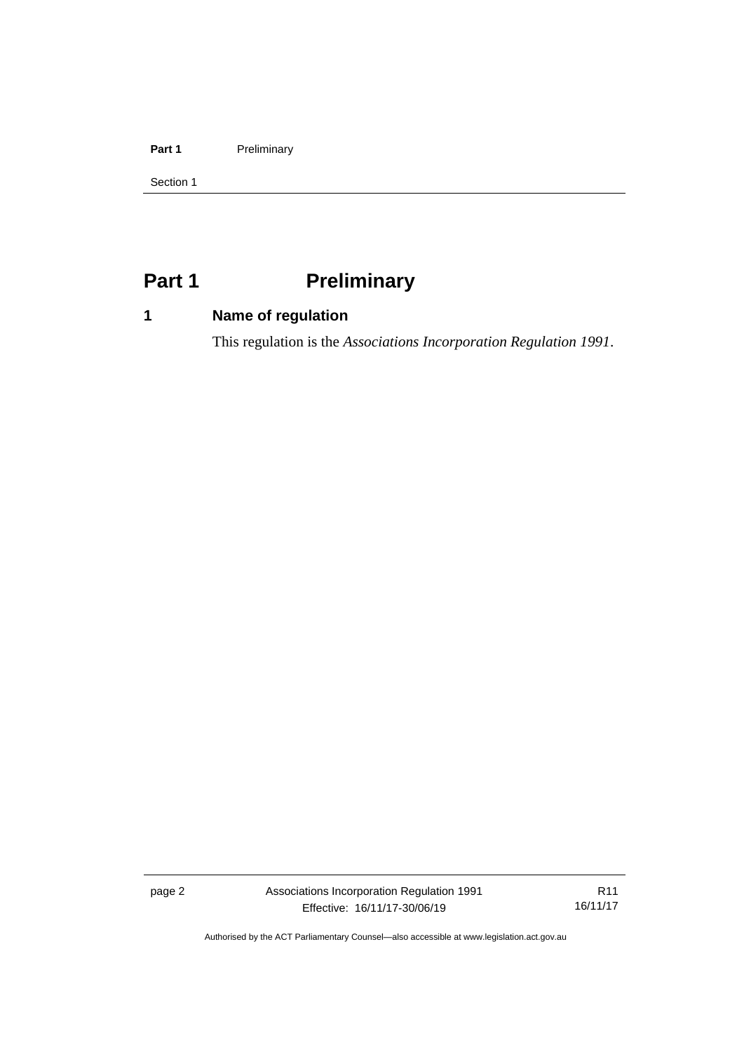# Part 1 Preliminary

## 1 Name of regulation

This regulation is the *Associations Incorporation Regulation 1991*.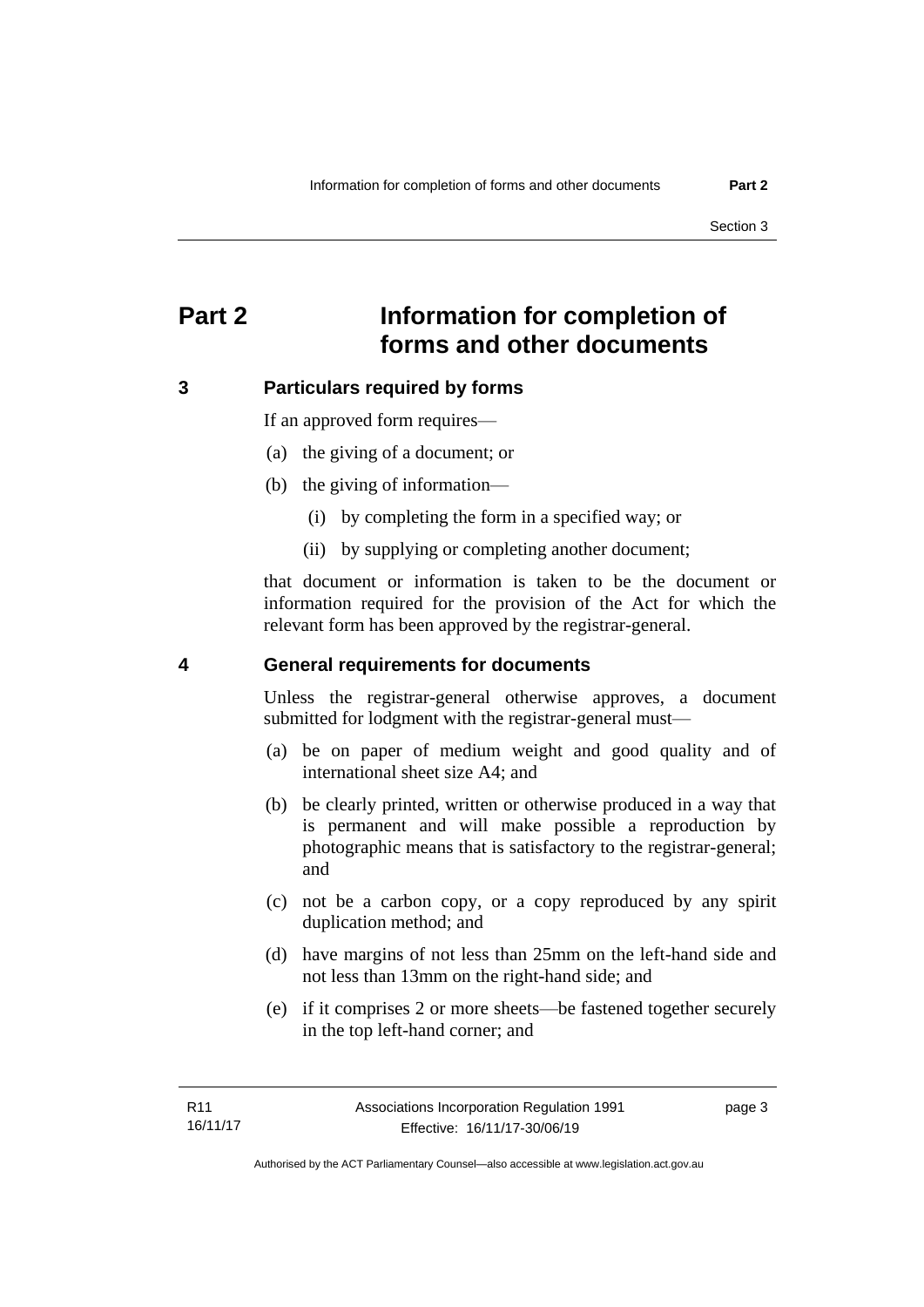# Part 2 Information for completion of forms and other documents

## 3 Particulars required by forms

If an approved form requires—

(a) the giving of a document; or

(b) the giving of information—

(i) by completing the form in a specified way; or

(ii) by supplying or completing another document;

that document or information is taken to be the document or information required for the provision of the Act for which the relevant form has been approved by the registrar-general.

## 4 General requirements for documents

Unless the registrar-general otherwise approves, a document submitted for lodgment with the registrar-general must—

(a) be on paper of medium weight and good quality and of international sheet size A4; and

(b) be clearly printed, written or otherwise produced in a way that is permanent and will make possible a reproduction by photographic means that is satisfactory to the registrar-general; and

(c) not be a carbon copy, or a copy reproduced by any spirit duplication method; and

(d) have margins of not less than 25mm on the left-hand side and not less than 13mm on the right-hand side; and

(e) if it comprises 2 or more sheets—be fastened together securely in the top left-hand corner; and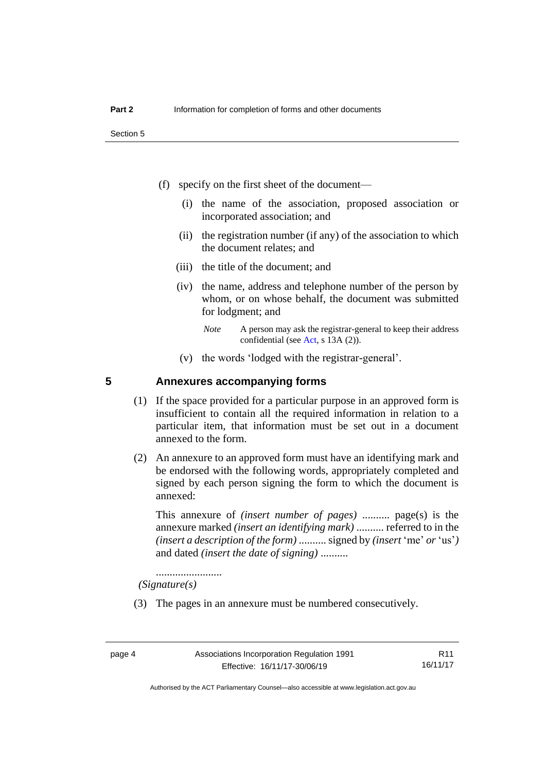(f) specify on the first sheet of the document—

(i) the name of the association, proposed association or incorporated association; and

(ii) the registration number (if any) of the association to which the document relates; and

(iii) the title of the document; and

(iv) the name, address and telephone number of the person by whom, or on whose behalf, the document was submitted for lodgment; and

*Note* A person may ask the registrar-general to keep their address confidential (see Act, s 13A (2)).

(v) the words 'lodged with the registrar-general'.

## 5 Annexures accompanying forms

(1) If the space provided for a particular purpose in an approved form is insufficient to contain all the required information in relation to a particular item, that information must be set out in a document annexed to the form.

(2) An annexure to an approved form must have an identifying mark and be endorsed with the following words, appropriately completed and signed by each person signing the form to which the document is annexed:

This annexure of *(insert number of pages)* .......... page(s) is the annexure marked *(insert an identifying mark)* .......... referred to in the *(insert a description of the form)* .......... signed by *(insert* 'me' *or* 'us'*)* and dated *(insert the date of signing)* ..........

........................
*(Signature(s)*

(3) The pages in an annexure must be numbered consecutively.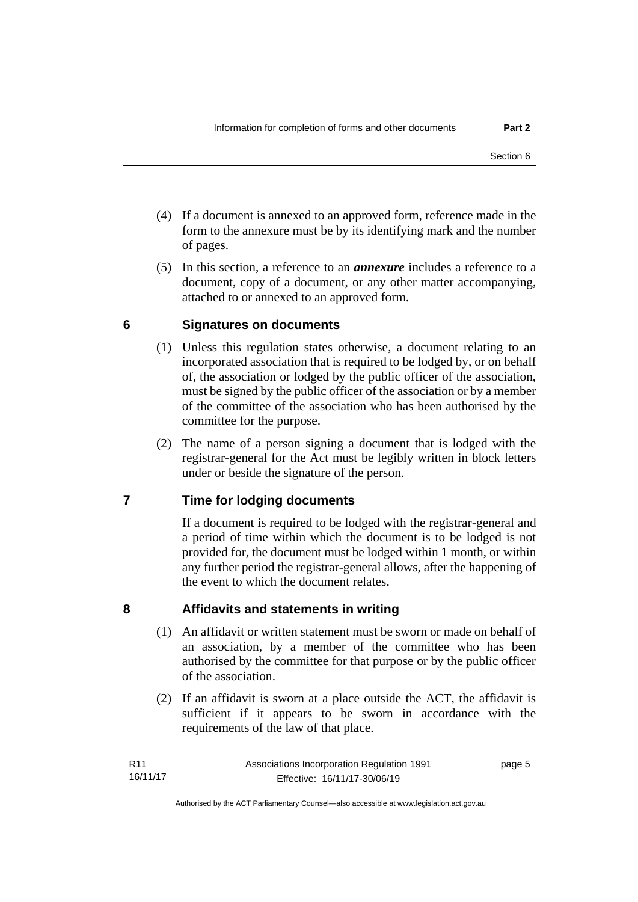(4) If a document is annexed to an approved form, reference made in the form to the annexure must be by its identifying mark and the number of pages.

(5) In this section, a reference to an ***annexure*** includes a reference to a document, copy of a document, or any other matter accompanying, attached to or annexed to an approved form.

## 6 Signatures on documents

(1) Unless this regulation states otherwise, a document relating to an incorporated association that is required to be lodged by, or on behalf of, the association or lodged by the public officer of the association, must be signed by the public officer of the association or by a member of the committee of the association who has been authorised by the committee for the purpose.

(2) The name of a person signing a document that is lodged with the registrar-general for the Act must be legibly written in block letters under or beside the signature of the person.

## 7 Time for lodging documents

If a document is required to be lodged with the registrar-general and a period of time within which the document is to be lodged is not provided for, the document must be lodged within 1 month, or within any further period the registrar-general allows, after the happening of the event to which the document relates.

## 8 Affidavits and statements in writing

(1) An affidavit or written statement must be sworn or made on behalf of an association, by a member of the committee who has been authorised by the committee for that purpose or by the public officer of the association.

(2) If an affidavit is sworn at a place outside the ACT, the affidavit is sufficient if it appears to be sworn in accordance with the requirements of the law of that place.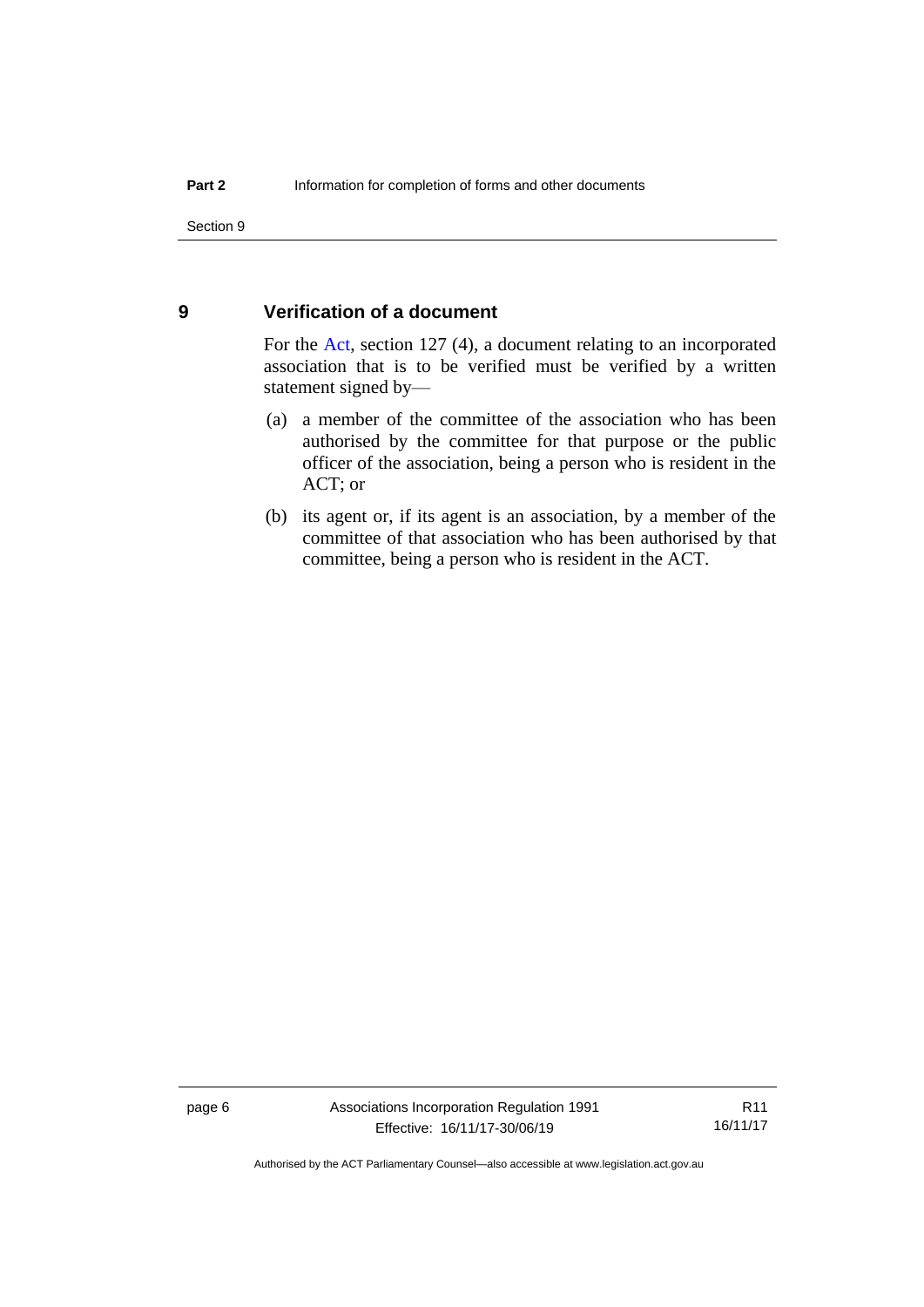## 9 Verification of a document

For the Act, section 127 (4), a document relating to an incorporated association that is to be verified must be verified by a written statement signed by—

(a) a member of the committee of the association who has been authorised by the committee for that purpose or the public officer of the association, being a person who is resident in the ACT; or

(b) its agent or, if its agent is an association, by a member of the committee of that association who has been authorised by that committee, being a person who is resident in the ACT.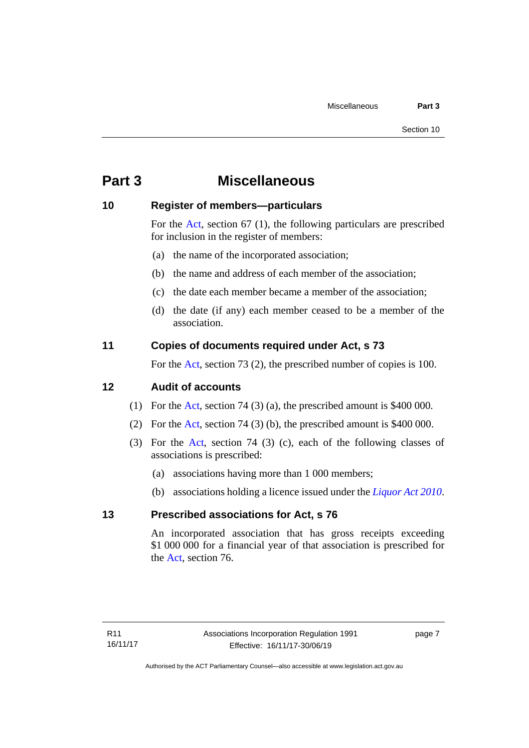# Part 3 Miscellaneous

## 10 Register of members—particulars

For the Act, section 67 (1), the following particulars are prescribed for inclusion in the register of members:

(a) the name of the incorporated association;

(b) the name and address of each member of the association;

(c) the date each member became a member of the association;

(d) the date (if any) each member ceased to be a member of the association.

## 11 Copies of documents required under Act, s 73

For the Act, section 73 (2), the prescribed number of copies is 100.

## 12 Audit of accounts

(1) For the Act, section 74 (3) (a), the prescribed amount is $400 000.

(2) For the Act, section 74 (3) (b), the prescribed amount is $400 000.

(3) For the Act, section 74 (3) (c), each of the following classes of associations is prescribed:

(a) associations having more than 1 000 members;

(b) associations holding a licence issued under the *Liquor Act 2010*.

## 13 Prescribed associations for Act, s 76

An incorporated association that has gross receipts exceeding $1 000 000 for a financial year of that association is prescribed for the Act, section 76.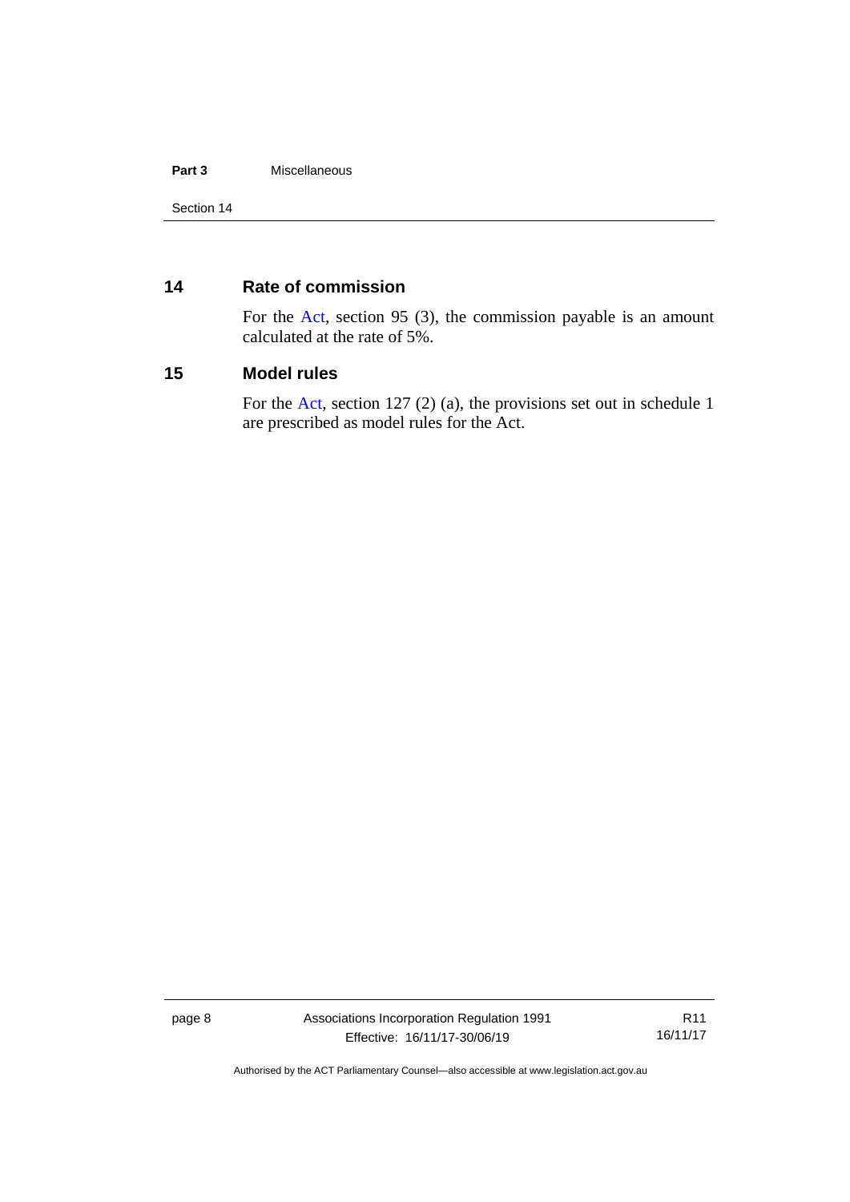## 14 Rate of commission

For the Act, section 95 (3), the commission payable is an amount calculated at the rate of 5%.

## 15 Model rules

For the Act, section 127 (2) (a), the provisions set out in schedule 1 are prescribed as model rules for the Act.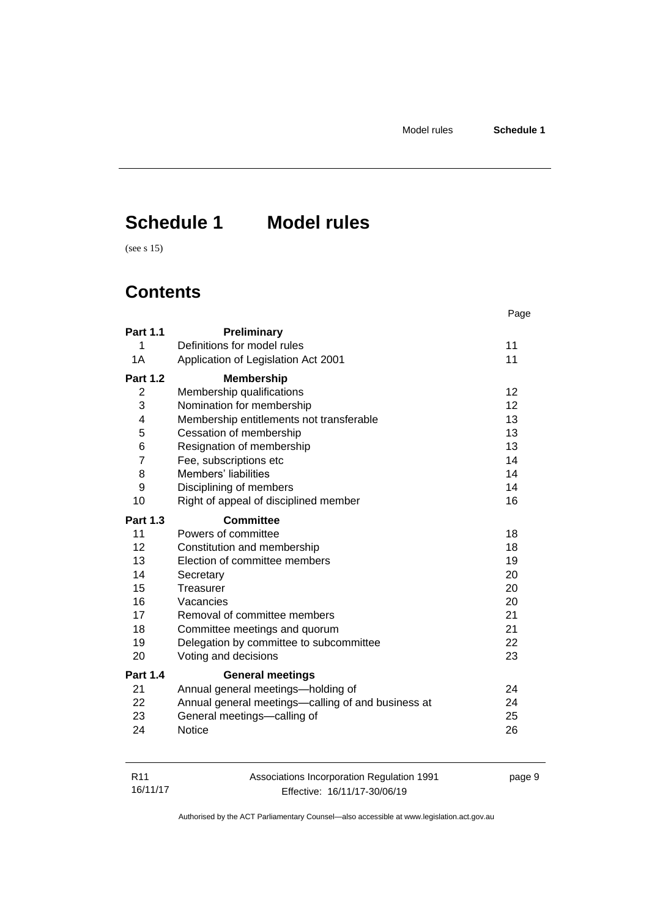# Schedule 1 Model rules

(see s 15)

## Contents

| | | Page |
|---|---|---|
| **Part 1.1** | **Preliminary** | |
| 1 | Definitions for model rules | 11 |
| 1A | Application of Legislation Act 2001 | 11 |
| **Part 1.2** | **Membership** | |
| 2 | Membership qualifications | 12 |
| 3 | Nomination for membership | 12 |
| 4 | Membership entitlements not transferable | 13 |
| 5 | Cessation of membership | 13 |
| 6 | Resignation of membership | 13 |
| 7 | Fee, subscriptions etc | 14 |
| 8 | Members' liabilities | 14 |
| 9 | Disciplining of members | 14 |
| 10 | Right of appeal of disciplined member | 16 |
| **Part 1.3** | **Committee** | |
| 11 | Powers of committee | 18 |
| 12 | Constitution and membership | 18 |
| 13 | Election of committee members | 19 |
| 14 | Secretary | 20 |
| 15 | Treasurer | 20 |
| 16 | Vacancies | 20 |
| 17 | Removal of committee members | 21 |
| 18 | Committee meetings and quorum | 21 |
| 19 | Delegation by committee to subcommittee | 22 |
| 20 | Voting and decisions | 23 |
| **Part 1.4** | **General meetings** | |
| 21 | Annual general meetings—holding of | 24 |
| 22 | Annual general meetings—calling of and business at | 24 |
| 23 | General meetings—calling of | 25 |
| 24 | Notice | 26 |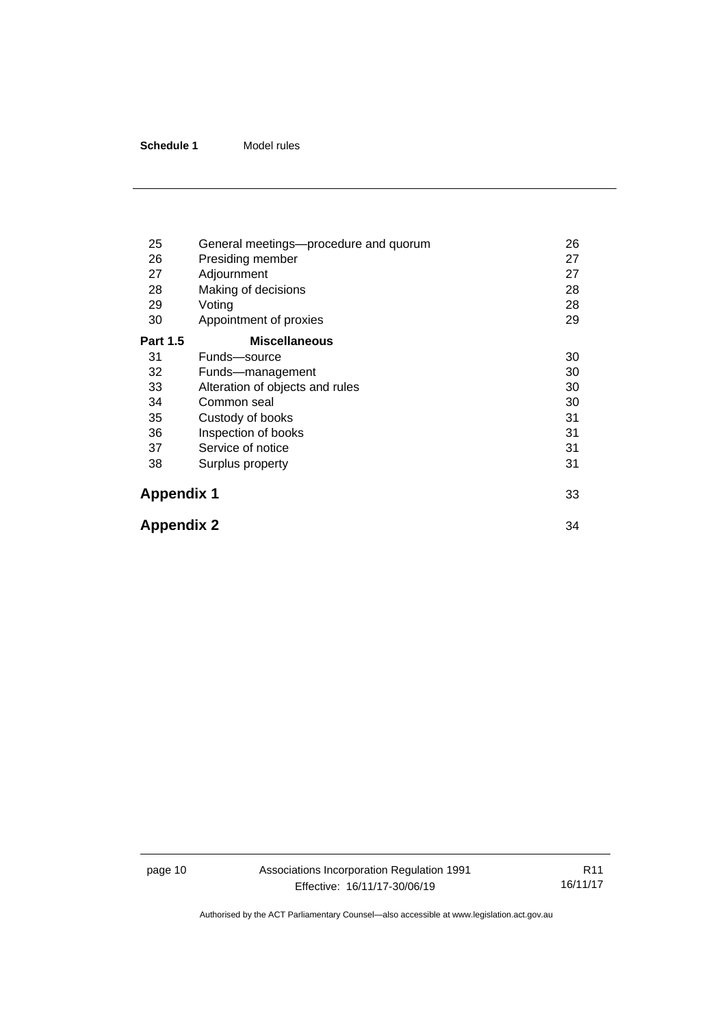| | | |
|---|---|---|
| 25 | General meetings—procedure and quorum | 26 |
| 26 | Presiding member | 27 |
| 27 | Adjournment | 27 |
| 28 | Making of decisions | 28 |
| 29 | Voting | 28 |
| 30 | Appointment of proxies | 29 |
| **Part 1.5** | **Miscellaneous** | |
| 31 | Funds—source | 30 |
| 32 | Funds—management | 30 |
| 33 | Alteration of objects and rules | 30 |
| 34 | Common seal | 30 |
| 35 | Custody of books | 31 |
| 36 | Inspection of books | 31 |
| 37 | Service of notice | 31 |
| 38 | Surplus property | 31 |
| **Appendix 1** | | 33 |
| **Appendix 2** | | 34 |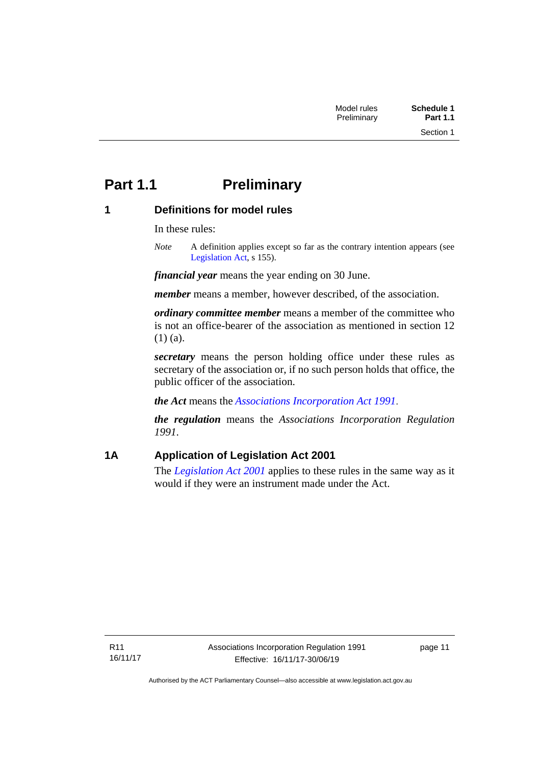# Part 1.1 Preliminary

## 1 Definitions for model rules

In these rules:

*Note* A definition applies except so far as the contrary intention appears (see Legislation Act, s 155).

***financial year*** means the year ending on 30 June.

***member*** means a member, however described, of the association.

***ordinary committee member*** means a member of the committee who is not an office-bearer of the association as mentioned in section 12 (1) (a).

***secretary*** means the person holding office under these rules as secretary of the association or, if no such person holds that office, the public officer of the association.

***the Act*** means the *Associations Incorporation Act 1991*.

***the regulation*** means the *Associations Incorporation Regulation 1991*.

## 1A Application of Legislation Act 2001

The *Legislation Act 2001* applies to these rules in the same way as it would if they were an instrument made under the Act.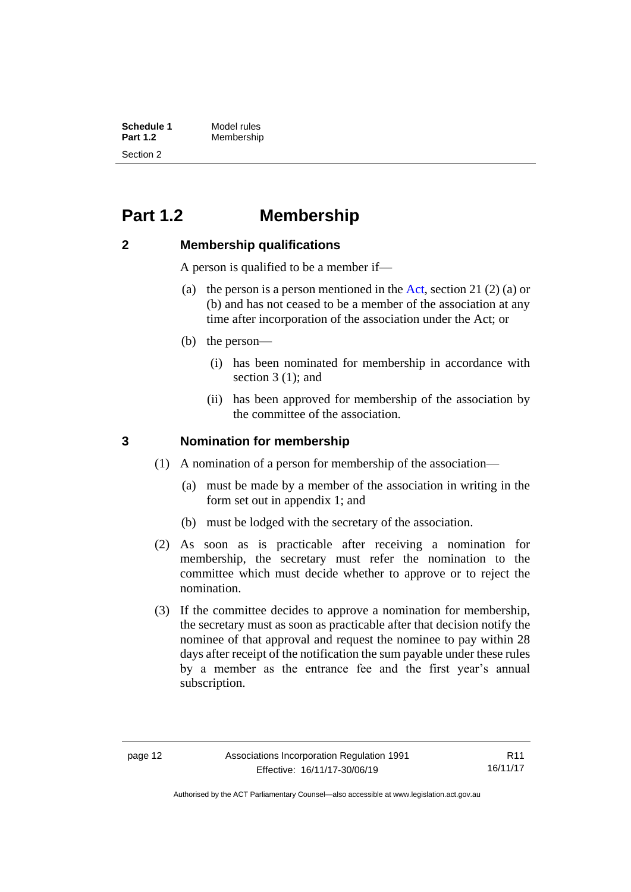# Part 1.2 Membership

## 2 Membership qualifications

A person is qualified to be a member if—

(a) the person is a person mentioned in the Act, section 21 (2) (a) or (b) and has not ceased to be a member of the association at any time after incorporation of the association under the Act; or

(b) the person—

  (i) has been nominated for membership in accordance with section 3 (1); and

  (ii) has been approved for membership of the association by the committee of the association.

## 3 Nomination for membership

(1) A nomination of a person for membership of the association—

  (a) must be made by a member of the association in writing in the form set out in appendix 1; and

  (b) must be lodged with the secretary of the association.

(2) As soon as is practicable after receiving a nomination for membership, the secretary must refer the nomination to the committee which must decide whether to approve or to reject the nomination.

(3) If the committee decides to approve a nomination for membership, the secretary must as soon as practicable after that decision notify the nominee of that approval and request the nominee to pay within 28 days after receipt of the notification the sum payable under these rules by a member as the entrance fee and the first year's annual subscription.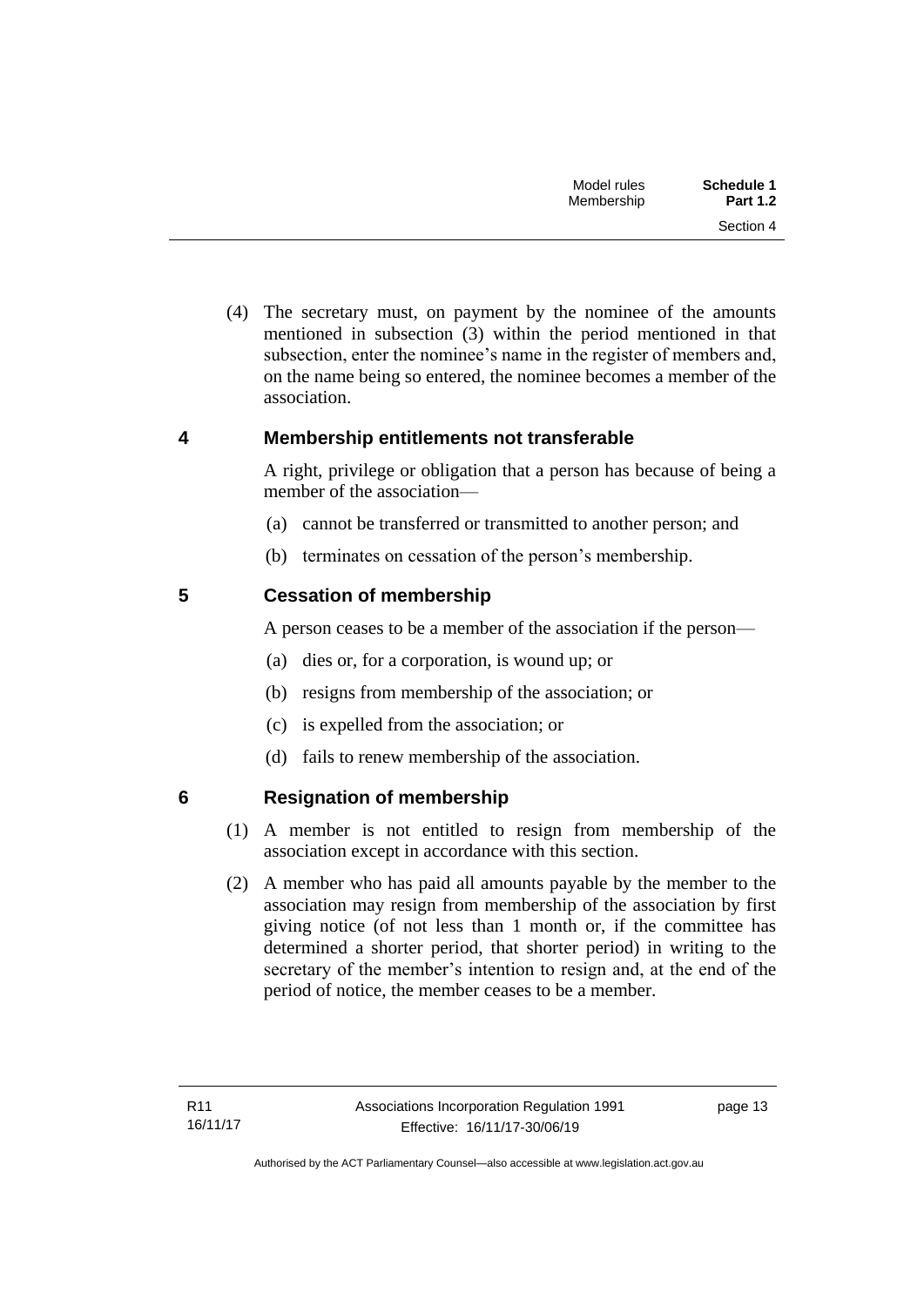(4) The secretary must, on payment by the nominee of the amounts mentioned in subsection (3) within the period mentioned in that subsection, enter the nominee's name in the register of members and, on the name being so entered, the nominee becomes a member of the association.

### 4 Membership entitlements not transferable

A right, privilege or obligation that a person has because of being a member of the association—

(a) cannot be transferred or transmitted to another person; and

(b) terminates on cessation of the person's membership.

### 5 Cessation of membership

A person ceases to be a member of the association if the person—

(a) dies or, for a corporation, is wound up; or

(b) resigns from membership of the association; or

(c) is expelled from the association; or

(d) fails to renew membership of the association.

### 6 Resignation of membership

(1) A member is not entitled to resign from membership of the association except in accordance with this section.

(2) A member who has paid all amounts payable by the member to the association may resign from membership of the association by first giving notice (of not less than 1 month or, if the committee has determined a shorter period, that shorter period) in writing to the secretary of the member's intention to resign and, at the end of the period of notice, the member ceases to be a member.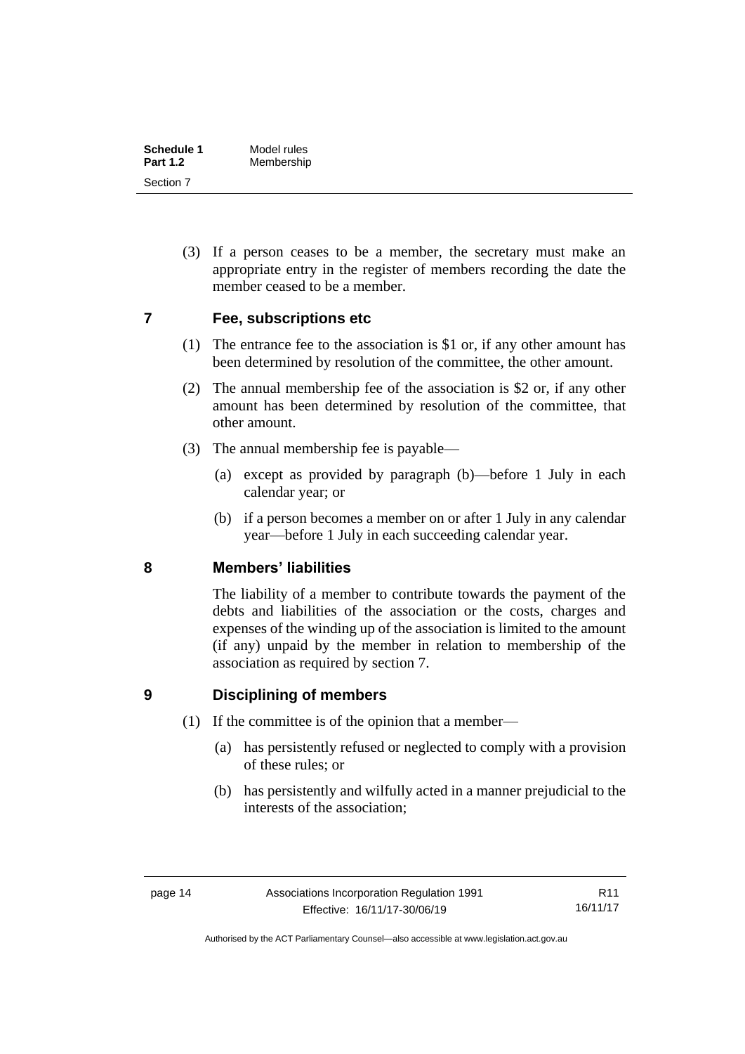(3) If a person ceases to be a member, the secretary must make an appropriate entry in the register of members recording the date the member ceased to be a member.

## 7 Fee, subscriptions etc

(1) The entrance fee to the association is $1 or, if any other amount has been determined by resolution of the committee, the other amount.

(2) The annual membership fee of the association is $2 or, if any other amount has been determined by resolution of the committee, that other amount.

(3) The annual membership fee is payable—

(a) except as provided by paragraph (b)—before 1 July in each calendar year; or

(b) if a person becomes a member on or after 1 July in any calendar year—before 1 July in each succeeding calendar year.

## 8 Members' liabilities

The liability of a member to contribute towards the payment of the debts and liabilities of the association or the costs, charges and expenses of the winding up of the association is limited to the amount (if any) unpaid by the member in relation to membership of the association as required by section 7.

## 9 Disciplining of members

(1) If the committee is of the opinion that a member—

(a) has persistently refused or neglected to comply with a provision of these rules; or

(b) has persistently and wilfully acted in a manner prejudicial to the interests of the association;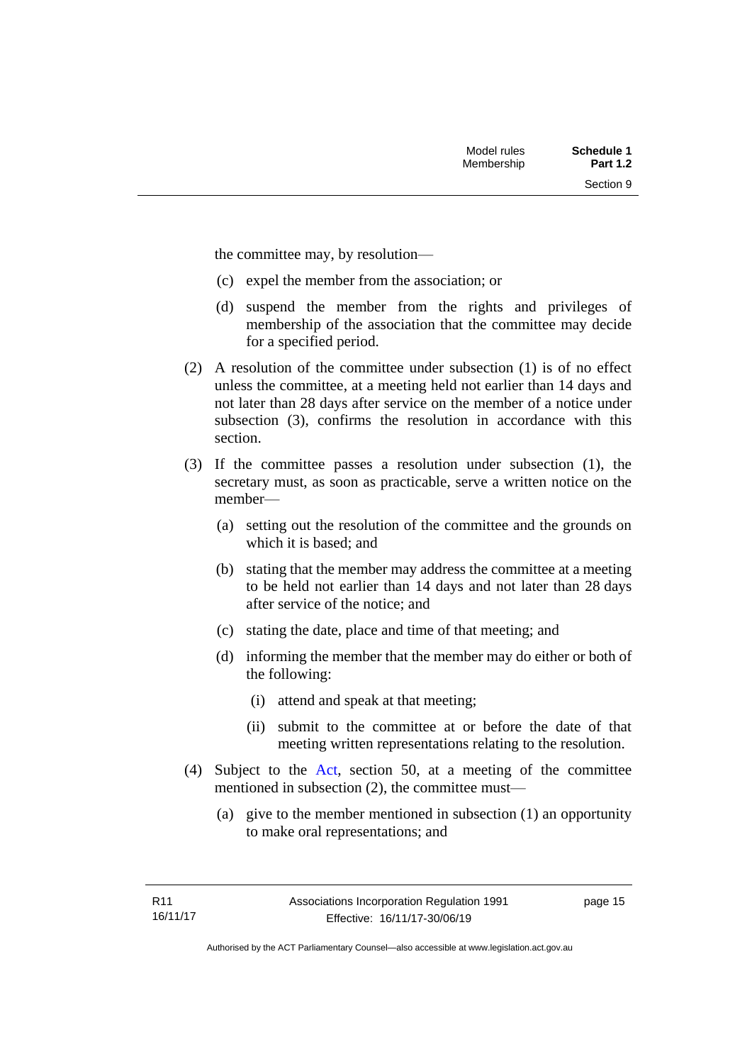the committee may, by resolution—

(c) expel the member from the association; or

(d) suspend the member from the rights and privileges of membership of the association that the committee may decide for a specified period.

(2) A resolution of the committee under subsection (1) is of no effect unless the committee, at a meeting held not earlier than 14 days and not later than 28 days after service on the member of a notice under subsection (3), confirms the resolution in accordance with this section.

(3) If the committee passes a resolution under subsection (1), the secretary must, as soon as practicable, serve a written notice on the member—

(a) setting out the resolution of the committee and the grounds on which it is based; and

(b) stating that the member may address the committee at a meeting to be held not earlier than 14 days and not later than 28 days after service of the notice; and

(c) stating the date, place and time of that meeting; and

(d) informing the member that the member may do either or both of the following:

(i) attend and speak at that meeting;

(ii) submit to the committee at or before the date of that meeting written representations relating to the resolution.

(4) Subject to the Act, section 50, at a meeting of the committee mentioned in subsection (2), the committee must—

(a) give to the member mentioned in subsection (1) an opportunity to make oral representations; and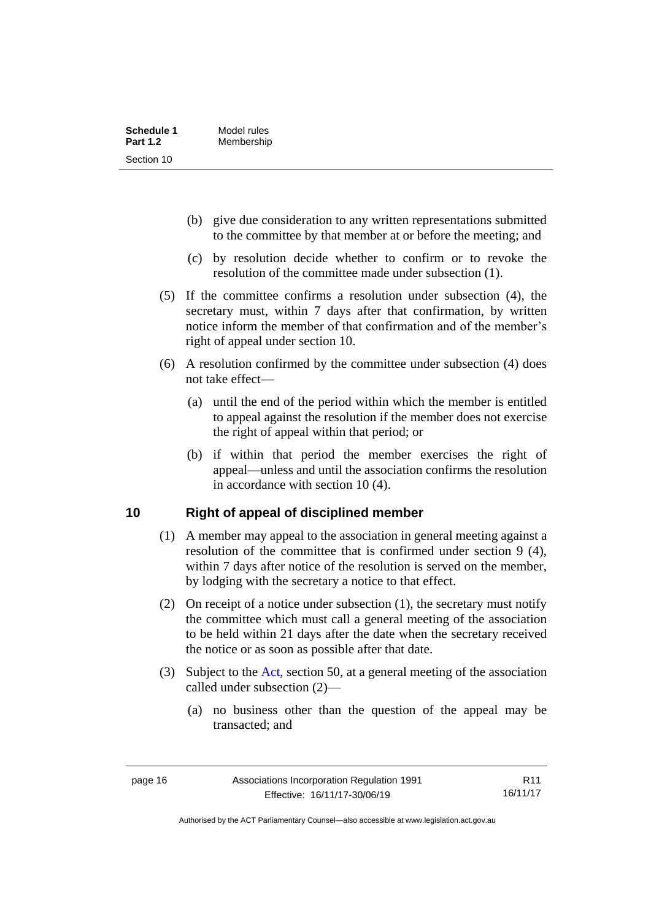(b) give due consideration to any written representations submitted to the committee by that member at or before the meeting; and

(c) by resolution decide whether to confirm or to revoke the resolution of the committee made under subsection (1).

(5) If the committee confirms a resolution under subsection (4), the secretary must, within 7 days after that confirmation, by written notice inform the member of that confirmation and of the member's right of appeal under section 10.

(6) A resolution confirmed by the committee under subsection (4) does not take effect—

(a) until the end of the period within which the member is entitled to appeal against the resolution if the member does not exercise the right of appeal within that period; or

(b) if within that period the member exercises the right of appeal—unless and until the association confirms the resolution in accordance with section 10 (4).

## 10 Right of appeal of disciplined member

(1) A member may appeal to the association in general meeting against a resolution of the committee that is confirmed under section 9 (4), within 7 days after notice of the resolution is served on the member, by lodging with the secretary a notice to that effect.

(2) On receipt of a notice under subsection (1), the secretary must notify the committee which must call a general meeting of the association to be held within 21 days after the date when the secretary received the notice or as soon as possible after that date.

(3) Subject to the Act, section 50, at a general meeting of the association called under subsection (2)—

(a) no business other than the question of the appeal may be transacted; and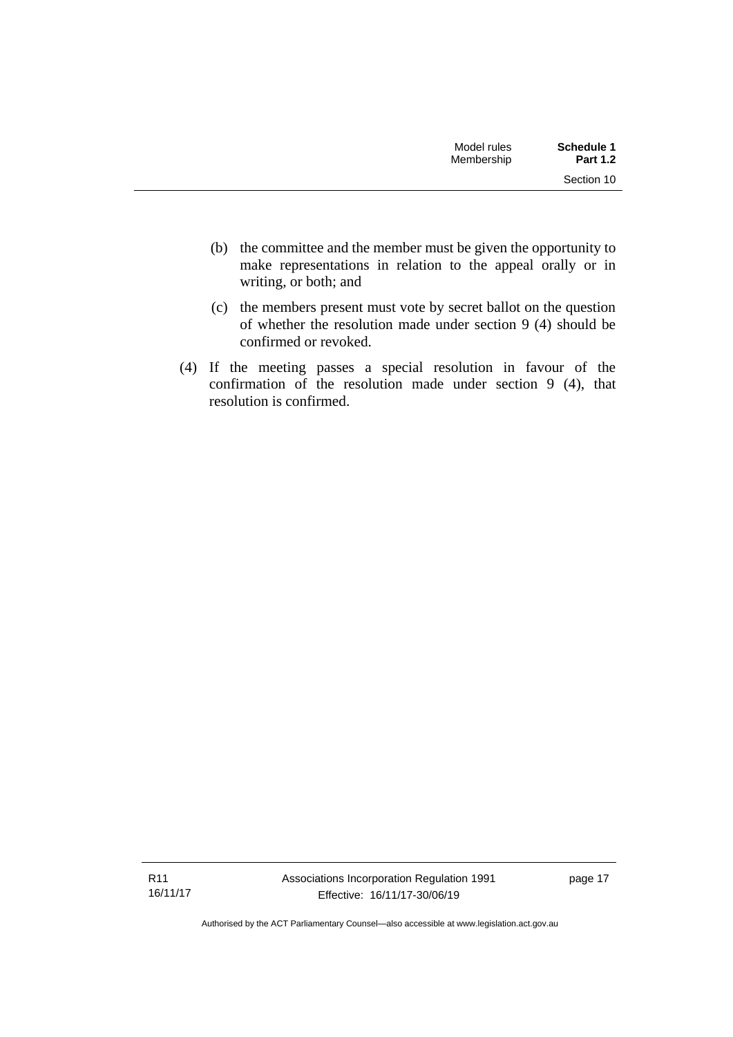(b) the committee and the member must be given the opportunity to make representations in relation to the appeal orally or in writing, or both; and

(c) the members present must vote by secret ballot on the question of whether the resolution made under section 9 (4) should be confirmed or revoked.

(4) If the meeting passes a special resolution in favour of the confirmation of the resolution made under section 9 (4), that resolution is confirmed.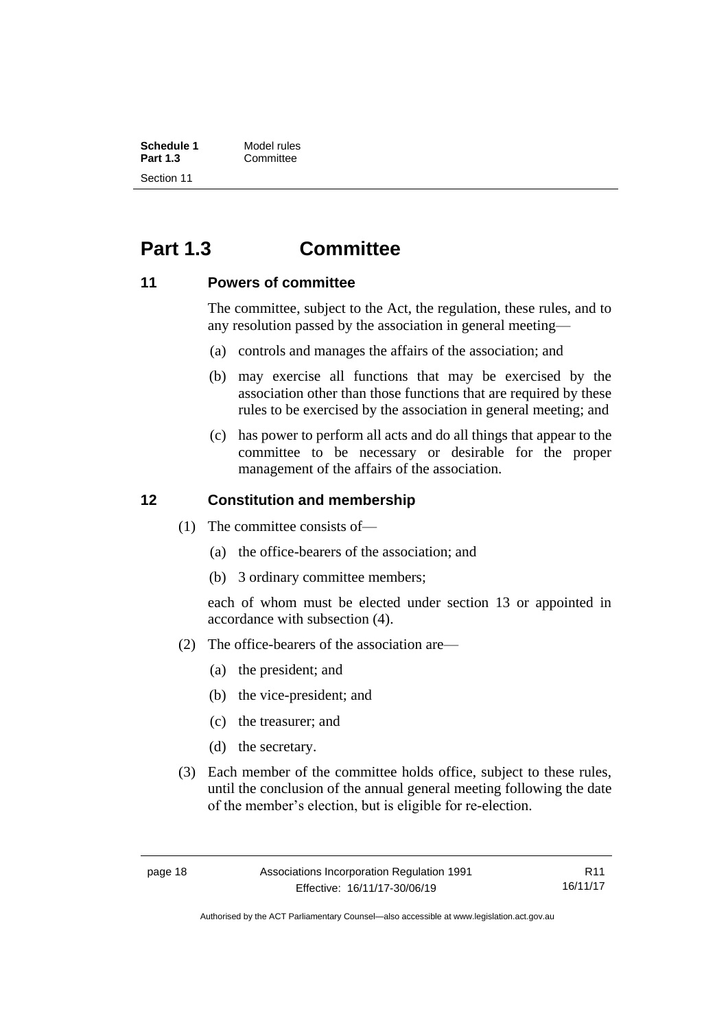# Part 1.3 Committee

## 11 Powers of committee

The committee, subject to the Act, the regulation, these rules, and to any resolution passed by the association in general meeting—

(a) controls and manages the affairs of the association; and

(b) may exercise all functions that may be exercised by the association other than those functions that are required by these rules to be exercised by the association in general meeting; and

(c) has power to perform all acts and do all things that appear to the committee to be necessary or desirable for the proper management of the affairs of the association.

## 12 Constitution and membership

(1) The committee consists of—

(a) the office-bearers of the association; and

(b) 3 ordinary committee members;

each of whom must be elected under section 13 or appointed in accordance with subsection (4).

(2) The office-bearers of the association are—

(a) the president; and

(b) the vice-president; and

(c) the treasurer; and

(d) the secretary.

(3) Each member of the committee holds office, subject to these rules, until the conclusion of the annual general meeting following the date of the member's election, but is eligible for re-election.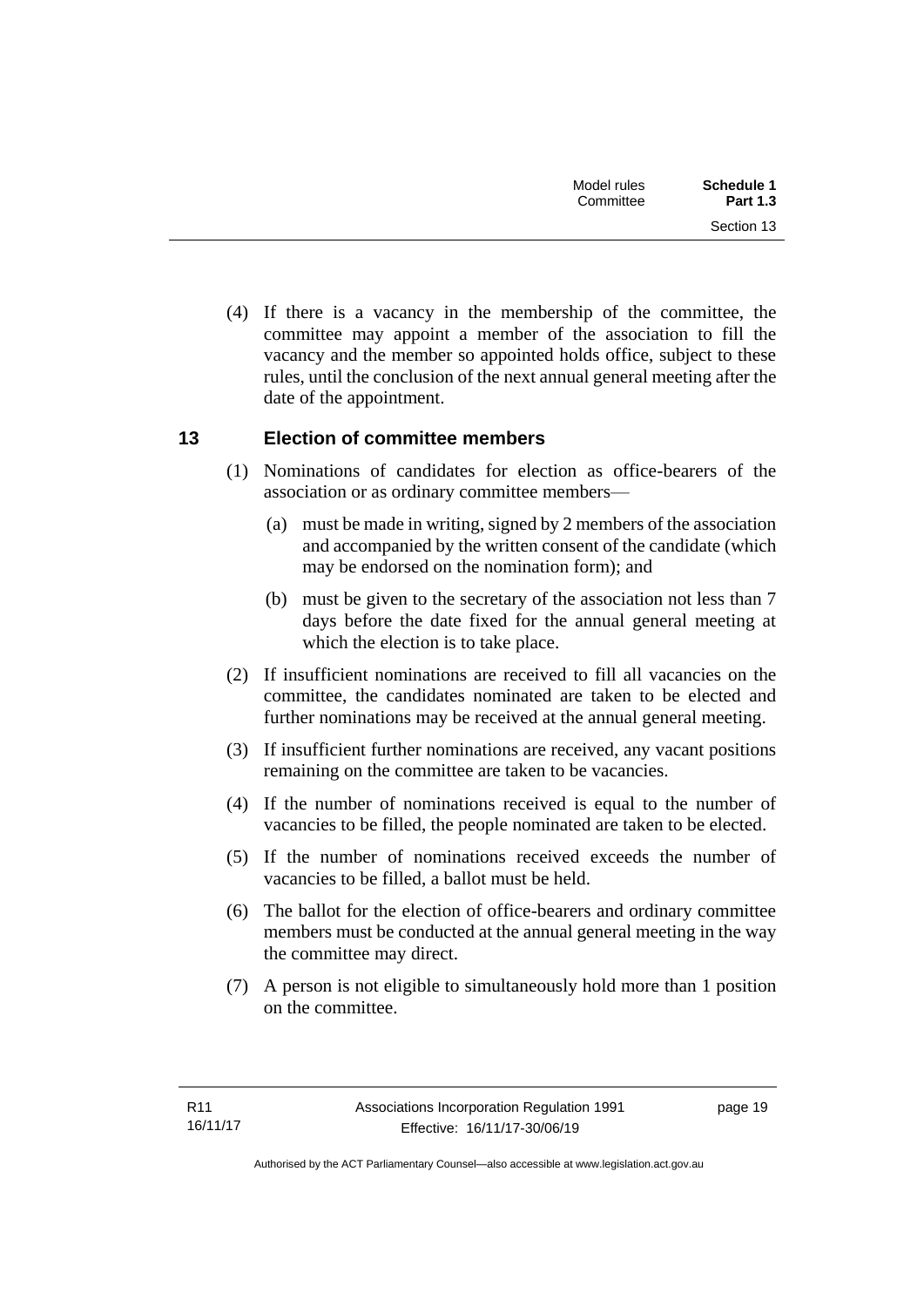(4) If there is a vacancy in the membership of the committee, the committee may appoint a member of the association to fill the vacancy and the member so appointed holds office, subject to these rules, until the conclusion of the next annual general meeting after the date of the appointment.

## 13 Election of committee members

(1) Nominations of candidates for election as office-bearers of the association or as ordinary committee members—

(a) must be made in writing, signed by 2 members of the association and accompanied by the written consent of the candidate (which may be endorsed on the nomination form); and

(b) must be given to the secretary of the association not less than 7 days before the date fixed for the annual general meeting at which the election is to take place.

(2) If insufficient nominations are received to fill all vacancies on the committee, the candidates nominated are taken to be elected and further nominations may be received at the annual general meeting.

(3) If insufficient further nominations are received, any vacant positions remaining on the committee are taken to be vacancies.

(4) If the number of nominations received is equal to the number of vacancies to be filled, the people nominated are taken to be elected.

(5) If the number of nominations received exceeds the number of vacancies to be filled, a ballot must be held.

(6) The ballot for the election of office-bearers and ordinary committee members must be conducted at the annual general meeting in the way the committee may direct.

(7) A person is not eligible to simultaneously hold more than 1 position on the committee.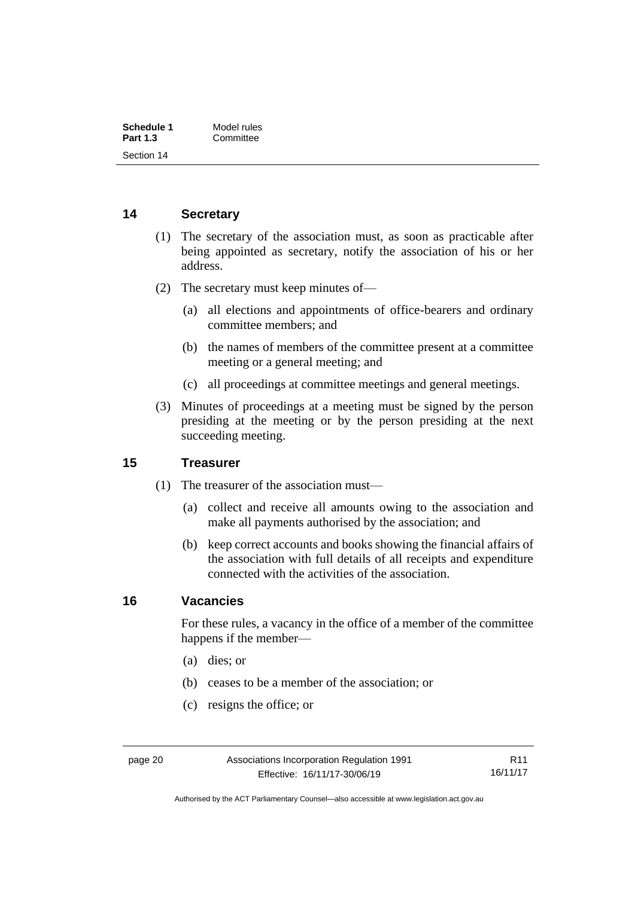## 14 Secretary

(1) The secretary of the association must, as soon as practicable after being appointed as secretary, notify the association of his or her address.

(2) The secretary must keep minutes of—

(a) all elections and appointments of office-bearers and ordinary committee members; and

(b) the names of members of the committee present at a committee meeting or a general meeting; and

(c) all proceedings at committee meetings and general meetings.

(3) Minutes of proceedings at a meeting must be signed by the person presiding at the meeting or by the person presiding at the next succeeding meeting.

## 15 Treasurer

(1) The treasurer of the association must—

(a) collect and receive all amounts owing to the association and make all payments authorised by the association; and

(b) keep correct accounts and books showing the financial affairs of the association with full details of all receipts and expenditure connected with the activities of the association.

## 16 Vacancies

For these rules, a vacancy in the office of a member of the committee happens if the member—

(a) dies; or

(b) ceases to be a member of the association; or

(c) resigns the office; or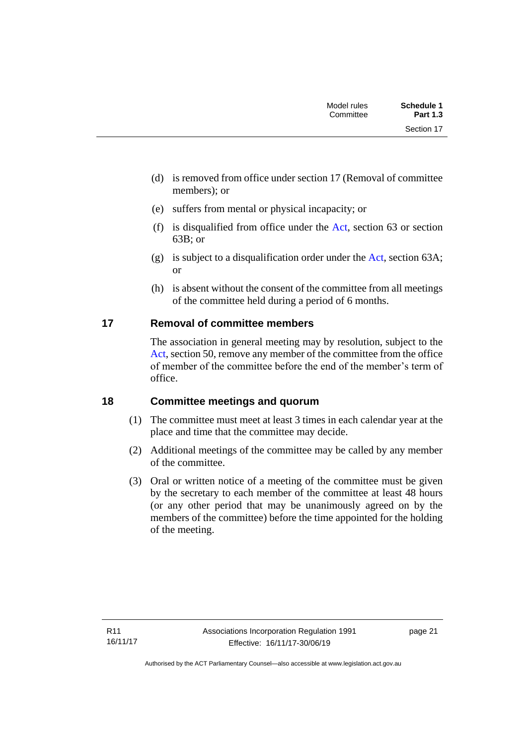(d) is removed from office under section 17 (Removal of committee members); or

(e) suffers from mental or physical incapacity; or

(f) is disqualified from office under the Act, section 63 or section 63B; or

(g) is subject to a disqualification order under the Act, section 63A; or

(h) is absent without the consent of the committee from all meetings of the committee held during a period of 6 months.

## 17 Removal of committee members

The association in general meeting may by resolution, subject to the Act, section 50, remove any member of the committee from the office of member of the committee before the end of the member's term of office.

## 18 Committee meetings and quorum

(1) The committee must meet at least 3 times in each calendar year at the place and time that the committee may decide.

(2) Additional meetings of the committee may be called by any member of the committee.

(3) Oral or written notice of a meeting of the committee must be given by the secretary to each member of the committee at least 48 hours (or any other period that may be unanimously agreed on by the members of the committee) before the time appointed for the holding of the meeting.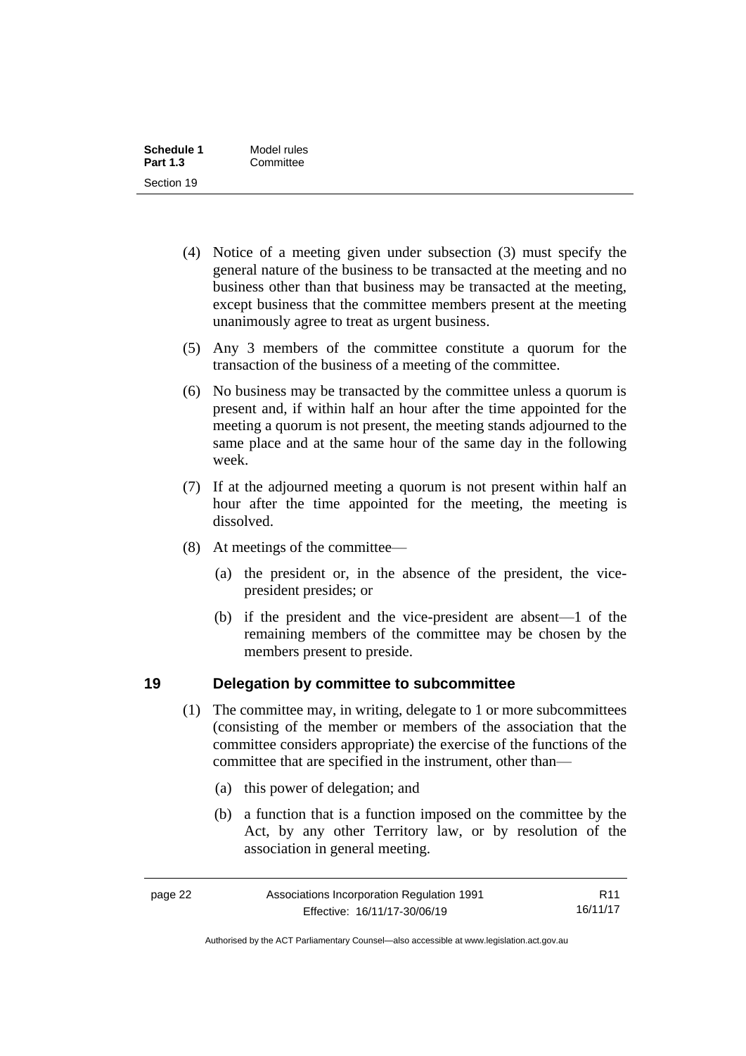(4) Notice of a meeting given under subsection (3) must specify the general nature of the business to be transacted at the meeting and no business other than that business may be transacted at the meeting, except business that the committee members present at the meeting unanimously agree to treat as urgent business.

(5) Any 3 members of the committee constitute a quorum for the transaction of the business of a meeting of the committee.

(6) No business may be transacted by the committee unless a quorum is present and, if within half an hour after the time appointed for the meeting a quorum is not present, the meeting stands adjourned to the same place and at the same hour of the same day in the following week.

(7) If at the adjourned meeting a quorum is not present within half an hour after the time appointed for the meeting, the meeting is dissolved.

(8) At meetings of the committee—

(a) the president or, in the absence of the president, the vice-president presides; or

(b) if the president and the vice-president are absent—1 of the remaining members of the committee may be chosen by the members present to preside.

## 19 Delegation by committee to subcommittee

(1) The committee may, in writing, delegate to 1 or more subcommittees (consisting of the member or members of the association that the committee considers appropriate) the exercise of the functions of the committee that are specified in the instrument, other than—

(a) this power of delegation; and

(b) a function that is a function imposed on the committee by the Act, by any other Territory law, or by resolution of the association in general meeting.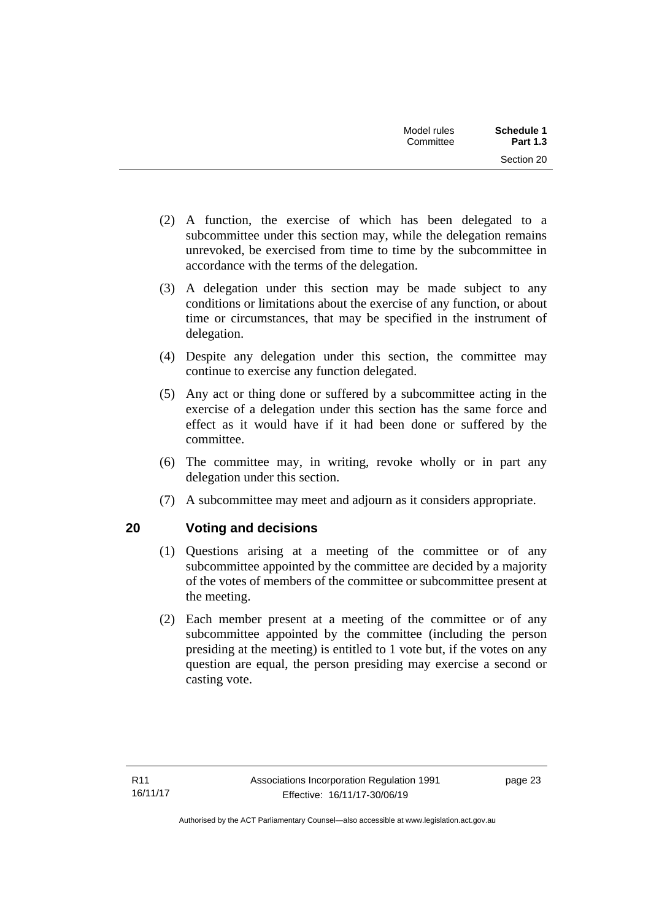(2) A function, the exercise of which has been delegated to a subcommittee under this section may, while the delegation remains unrevoked, be exercised from time to time by the subcommittee in accordance with the terms of the delegation.

(3) A delegation under this section may be made subject to any conditions or limitations about the exercise of any function, or about time or circumstances, that may be specified in the instrument of delegation.

(4) Despite any delegation under this section, the committee may continue to exercise any function delegated.

(5) Any act or thing done or suffered by a subcommittee acting in the exercise of a delegation under this section has the same force and effect as it would have if it had been done or suffered by the committee.

(6) The committee may, in writing, revoke wholly or in part any delegation under this section.

(7) A subcommittee may meet and adjourn as it considers appropriate.

## 20 Voting and decisions

(1) Questions arising at a meeting of the committee or of any subcommittee appointed by the committee are decided by a majority of the votes of members of the committee or subcommittee present at the meeting.

(2) Each member present at a meeting of the committee or of any subcommittee appointed by the committee (including the person presiding at the meeting) is entitled to 1 vote but, if the votes on any question are equal, the person presiding may exercise a second or casting vote.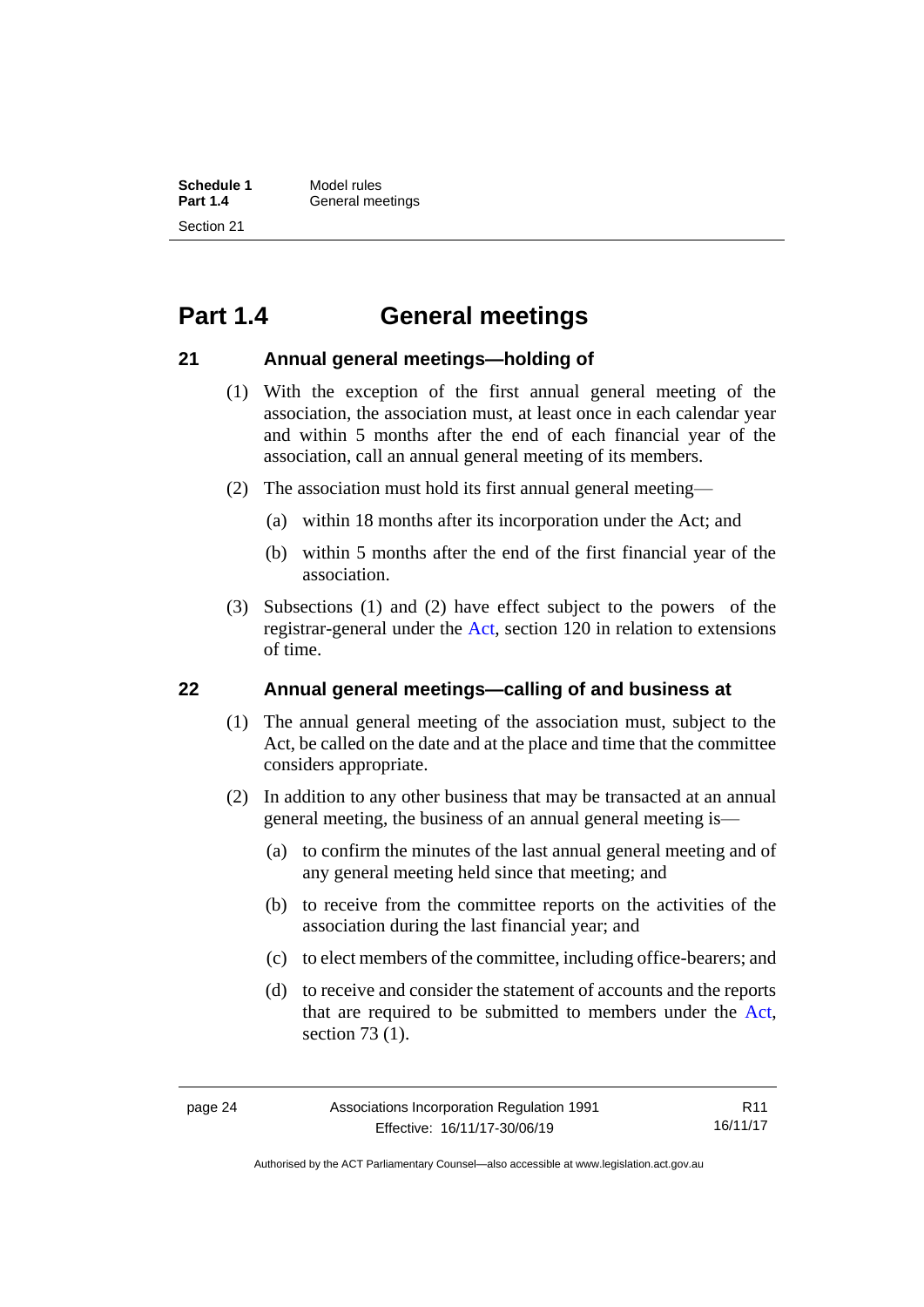# Part 1.4 General meetings

## 21 Annual general meetings—holding of

(1) With the exception of the first annual general meeting of the association, the association must, at least once in each calendar year and within 5 months after the end of each financial year of the association, call an annual general meeting of its members.

(2) The association must hold its first annual general meeting—

(a) within 18 months after its incorporation under the Act; and

(b) within 5 months after the end of the first financial year of the association.

(3) Subsections (1) and (2) have effect subject to the powers of the registrar-general under the Act, section 120 in relation to extensions of time.

## 22 Annual general meetings—calling of and business at

(1) The annual general meeting of the association must, subject to the Act, be called on the date and at the place and time that the committee considers appropriate.

(2) In addition to any other business that may be transacted at an annual general meeting, the business of an annual general meeting is—

(a) to confirm the minutes of the last annual general meeting and of any general meeting held since that meeting; and

(b) to receive from the committee reports on the activities of the association during the last financial year; and

(c) to elect members of the committee, including office-bearers; and

(d) to receive and consider the statement of accounts and the reports that are required to be submitted to members under the Act, section 73 (1).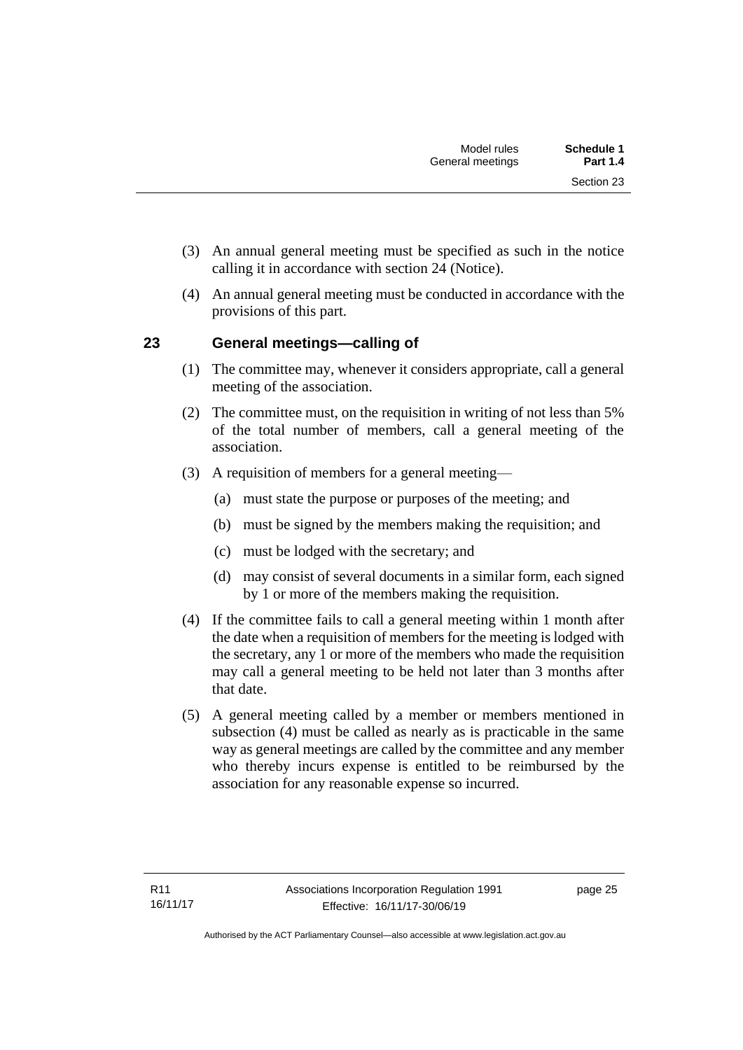(3) An annual general meeting must be specified as such in the notice calling it in accordance with section 24 (Notice).

(4) An annual general meeting must be conducted in accordance with the provisions of this part.

## 23 General meetings—calling of

(1) The committee may, whenever it considers appropriate, call a general meeting of the association.

(2) The committee must, on the requisition in writing of not less than 5% of the total number of members, call a general meeting of the association.

(3) A requisition of members for a general meeting—

(a) must state the purpose or purposes of the meeting; and

(b) must be signed by the members making the requisition; and

(c) must be lodged with the secretary; and

(d) may consist of several documents in a similar form, each signed by 1 or more of the members making the requisition.

(4) If the committee fails to call a general meeting within 1 month after the date when a requisition of members for the meeting is lodged with the secretary, any 1 or more of the members who made the requisition may call a general meeting to be held not later than 3 months after that date.

(5) A general meeting called by a member or members mentioned in subsection (4) must be called as nearly as is practicable in the same way as general meetings are called by the committee and any member who thereby incurs expense is entitled to be reimbursed by the association for any reasonable expense so incurred.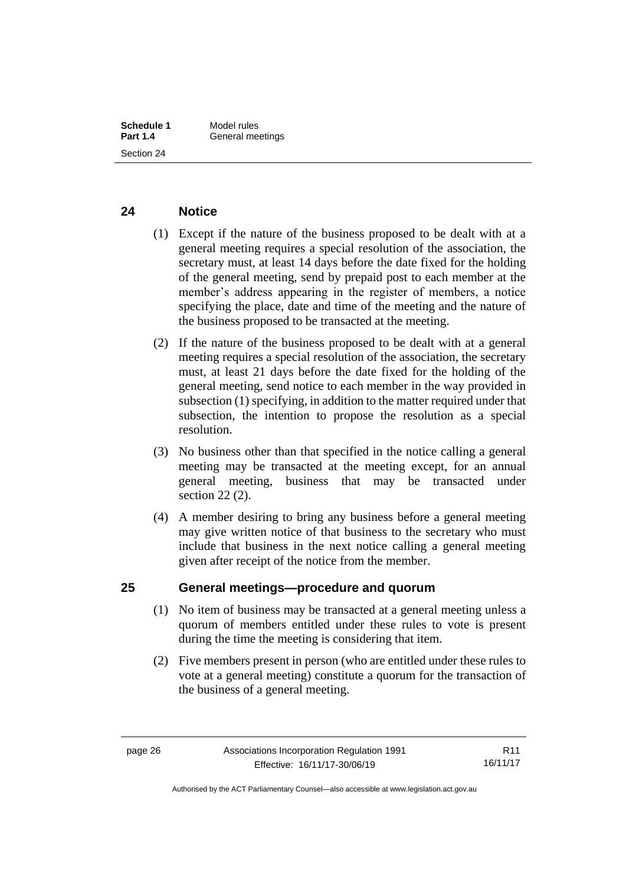## 24 Notice

(1) Except if the nature of the business proposed to be dealt with at a general meeting requires a special resolution of the association, the secretary must, at least 14 days before the date fixed for the holding of the general meeting, send by prepaid post to each member at the member's address appearing in the register of members, a notice specifying the place, date and time of the meeting and the nature of the business proposed to be transacted at the meeting.

(2) If the nature of the business proposed to be dealt with at a general meeting requires a special resolution of the association, the secretary must, at least 21 days before the date fixed for the holding of the general meeting, send notice to each member in the way provided in subsection (1) specifying, in addition to the matter required under that subsection, the intention to propose the resolution as a special resolution.

(3) No business other than that specified in the notice calling a general meeting may be transacted at the meeting except, for an annual general meeting, business that may be transacted under section 22 (2).

(4) A member desiring to bring any business before a general meeting may give written notice of that business to the secretary who must include that business in the next notice calling a general meeting given after receipt of the notice from the member.

## 25 General meetings—procedure and quorum

(1) No item of business may be transacted at a general meeting unless a quorum of members entitled under these rules to vote is present during the time the meeting is considering that item.

(2) Five members present in person (who are entitled under these rules to vote at a general meeting) constitute a quorum for the transaction of the business of a general meeting.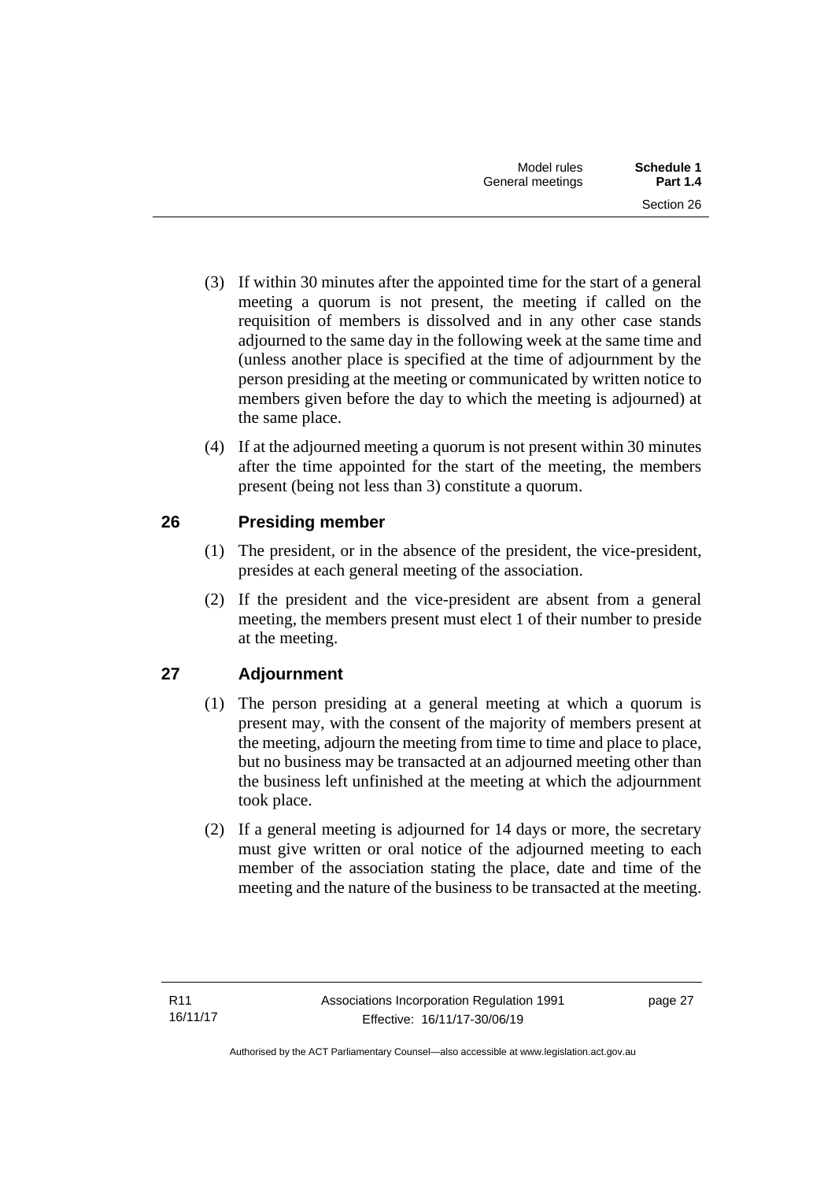(3) If within 30 minutes after the appointed time for the start of a general meeting a quorum is not present, the meeting if called on the requisition of members is dissolved and in any other case stands adjourned to the same day in the following week at the same time and (unless another place is specified at the time of adjournment by the person presiding at the meeting or communicated by written notice to members given before the day to which the meeting is adjourned) at the same place.

(4) If at the adjourned meeting a quorum is not present within 30 minutes after the time appointed for the start of the meeting, the members present (being not less than 3) constitute a quorum.

## 26 Presiding member

(1) The president, or in the absence of the president, the vice-president, presides at each general meeting of the association.

(2) If the president and the vice-president are absent from a general meeting, the members present must elect 1 of their number to preside at the meeting.

## 27 Adjournment

(1) The person presiding at a general meeting at which a quorum is present may, with the consent of the majority of members present at the meeting, adjourn the meeting from time to time and place to place, but no business may be transacted at an adjourned meeting other than the business left unfinished at the meeting at which the adjournment took place.

(2) If a general meeting is adjourned for 14 days or more, the secretary must give written or oral notice of the adjourned meeting to each member of the association stating the place, date and time of the meeting and the nature of the business to be transacted at the meeting.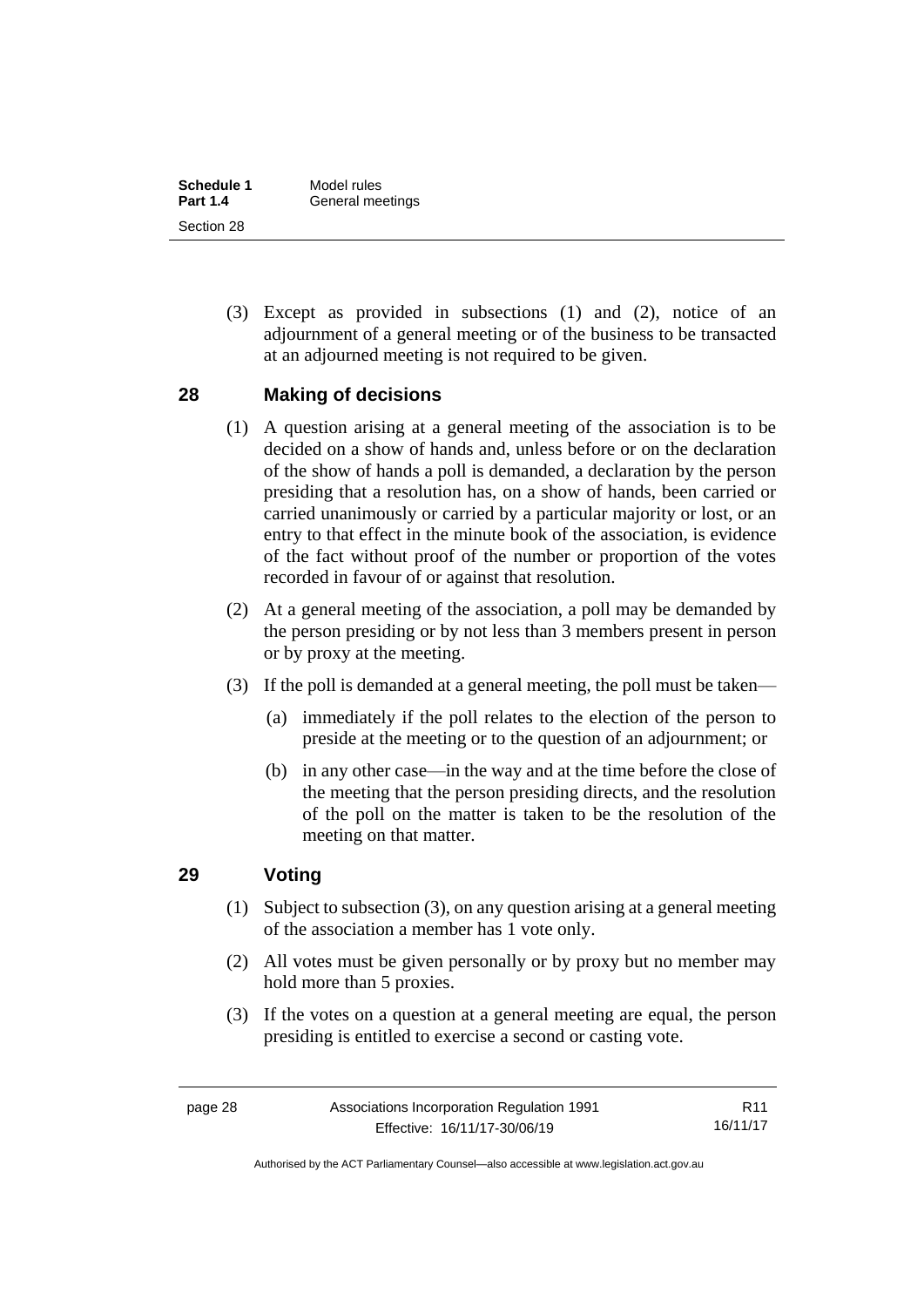(3) Except as provided in subsections (1) and (2), notice of an adjournment of a general meeting or of the business to be transacted at an adjourned meeting is not required to be given.

## 28 Making of decisions

(1) A question arising at a general meeting of the association is to be decided on a show of hands and, unless before or on the declaration of the show of hands a poll is demanded, a declaration by the person presiding that a resolution has, on a show of hands, been carried or carried unanimously or carried by a particular majority or lost, or an entry to that effect in the minute book of the association, is evidence of the fact without proof of the number or proportion of the votes recorded in favour of or against that resolution.

(2) At a general meeting of the association, a poll may be demanded by the person presiding or by not less than 3 members present in person or by proxy at the meeting.

(3) If the poll is demanded at a general meeting, the poll must be taken—

(a) immediately if the poll relates to the election of the person to preside at the meeting or to the question of an adjournment; or

(b) in any other case—in the way and at the time before the close of the meeting that the person presiding directs, and the resolution of the poll on the matter is taken to be the resolution of the meeting on that matter.

## 29 Voting

(1) Subject to subsection (3), on any question arising at a general meeting of the association a member has 1 vote only.

(2) All votes must be given personally or by proxy but no member may hold more than 5 proxies.

(3) If the votes on a question at a general meeting are equal, the person presiding is entitled to exercise a second or casting vote.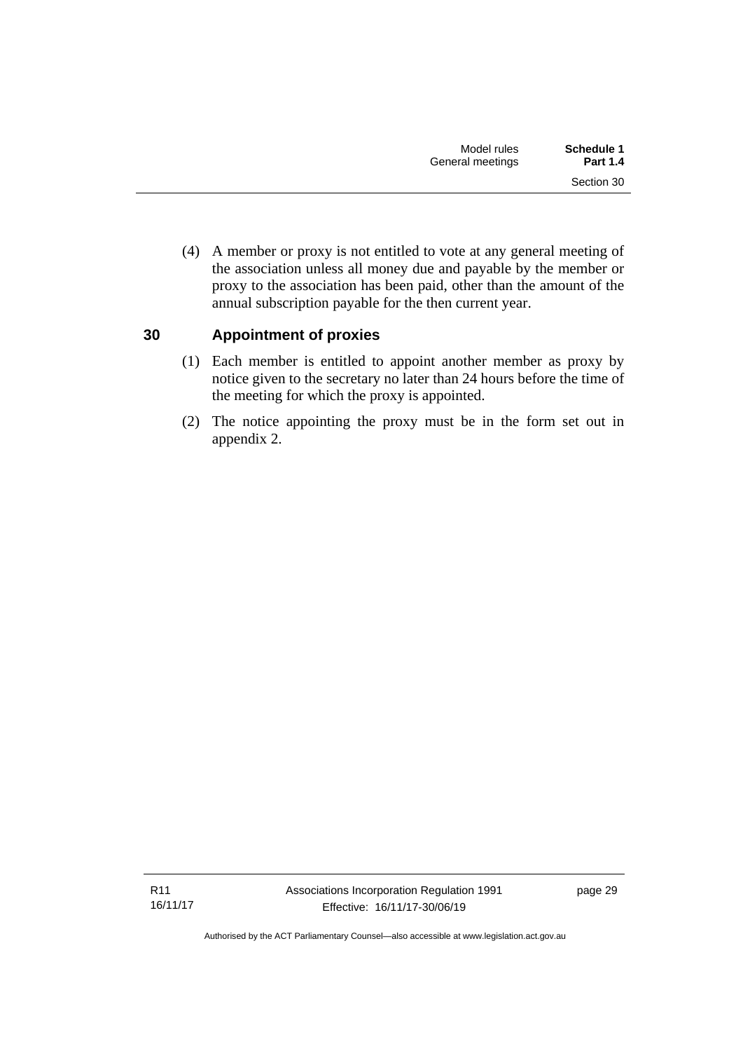(4) A member or proxy is not entitled to vote at any general meeting of the association unless all money due and payable by the member or proxy to the association has been paid, other than the amount of the annual subscription payable for the then current year.

## 30 Appointment of proxies

(1) Each member is entitled to appoint another member as proxy by notice given to the secretary no later than 24 hours before the time of the meeting for which the proxy is appointed.

(2) The notice appointing the proxy must be in the form set out in appendix 2.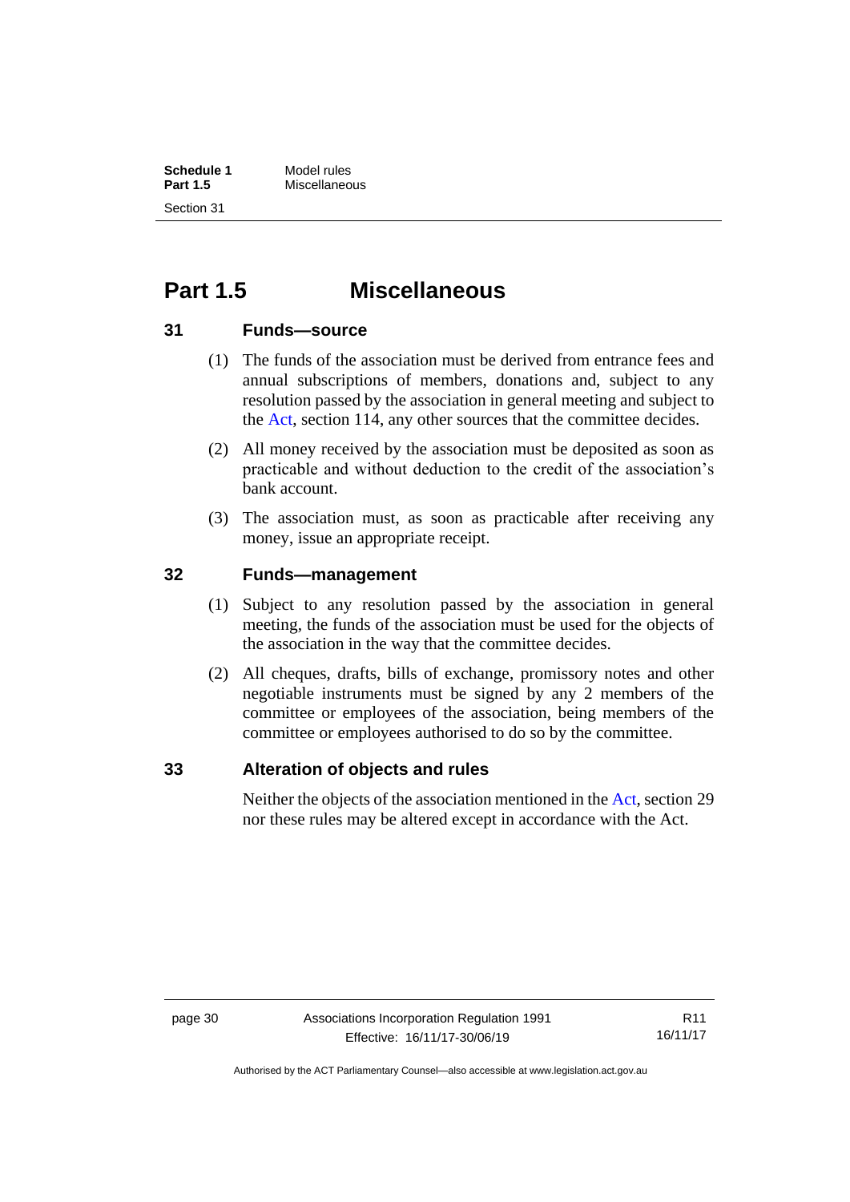## Part 1.5 Miscellaneous

### 31 Funds—source

(1) The funds of the association must be derived from entrance fees and annual subscriptions of members, donations and, subject to any resolution passed by the association in general meeting and subject to the Act, section 114, any other sources that the committee decides.

(2) All money received by the association must be deposited as soon as practicable and without deduction to the credit of the association's bank account.

(3) The association must, as soon as practicable after receiving any money, issue an appropriate receipt.

### 32 Funds—management

(1) Subject to any resolution passed by the association in general meeting, the funds of the association must be used for the objects of the association in the way that the committee decides.

(2) All cheques, drafts, bills of exchange, promissory notes and other negotiable instruments must be signed by any 2 members of the committee or employees of the association, being members of the committee or employees authorised to do so by the committee.

### 33 Alteration of objects and rules

Neither the objects of the association mentioned in the Act, section 29 nor these rules may be altered except in accordance with the Act.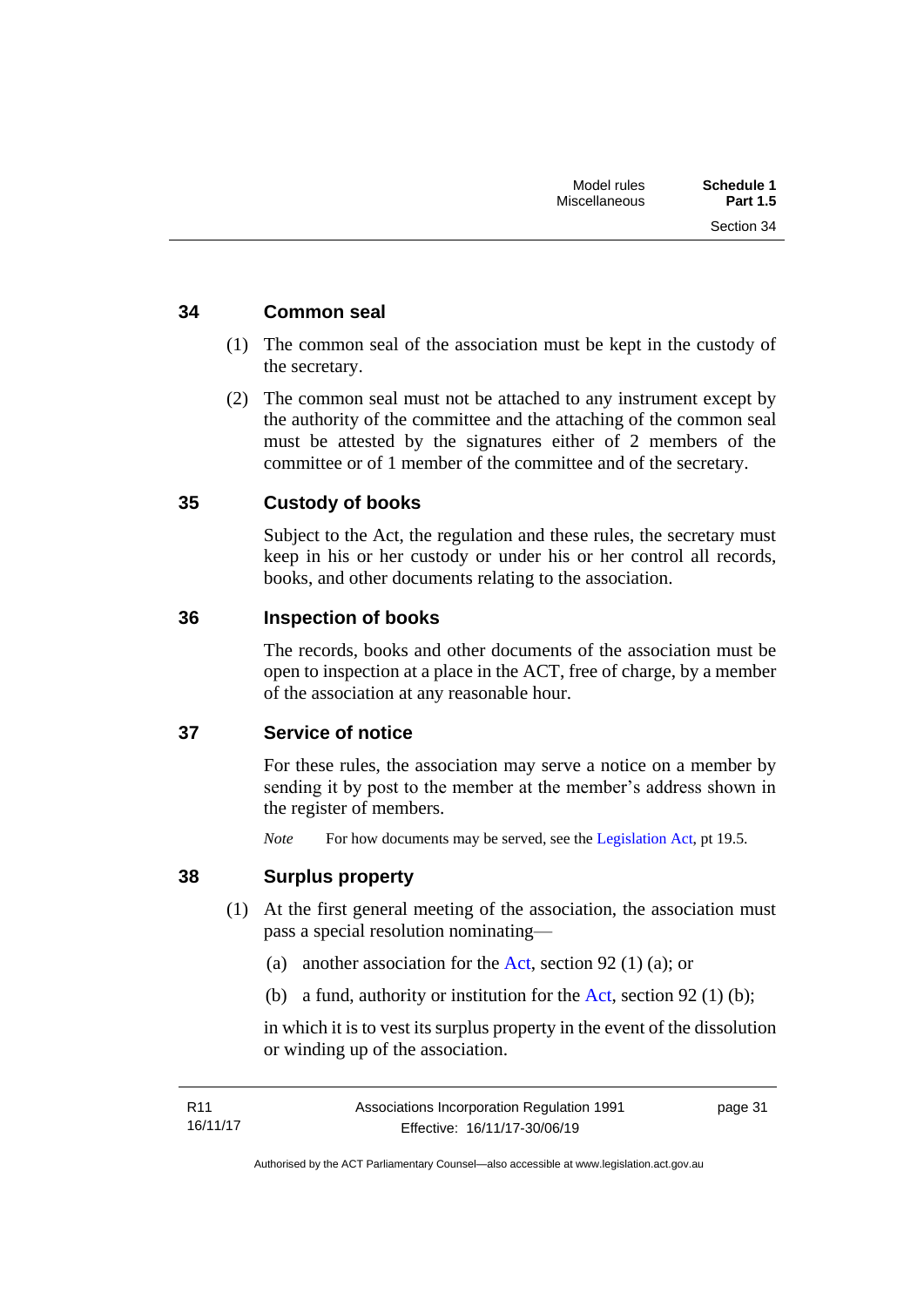### 34 Common seal

(1) The common seal of the association must be kept in the custody of the secretary.

(2) The common seal must not be attached to any instrument except by the authority of the committee and the attaching of the common seal must be attested by the signatures either of 2 members of the committee or of 1 member of the committee and of the secretary.

### 35 Custody of books

Subject to the Act, the regulation and these rules, the secretary must keep in his or her custody or under his or her control all records, books, and other documents relating to the association.

### 36 Inspection of books

The records, books and other documents of the association must be open to inspection at a place in the ACT, free of charge, by a member of the association at any reasonable hour.

### 37 Service of notice

For these rules, the association may serve a notice on a member by sending it by post to the member at the member's address shown in the register of members.

*Note* For how documents may be served, see the Legislation Act, pt 19.5.

### 38 Surplus property

(1) At the first general meeting of the association, the association must pass a special resolution nominating—

(a) another association for the Act, section 92 (1) (a); or

(b) a fund, authority or institution for the Act, section 92 (1) (b);

in which it is to vest its surplus property in the event of the dissolution or winding up of the association.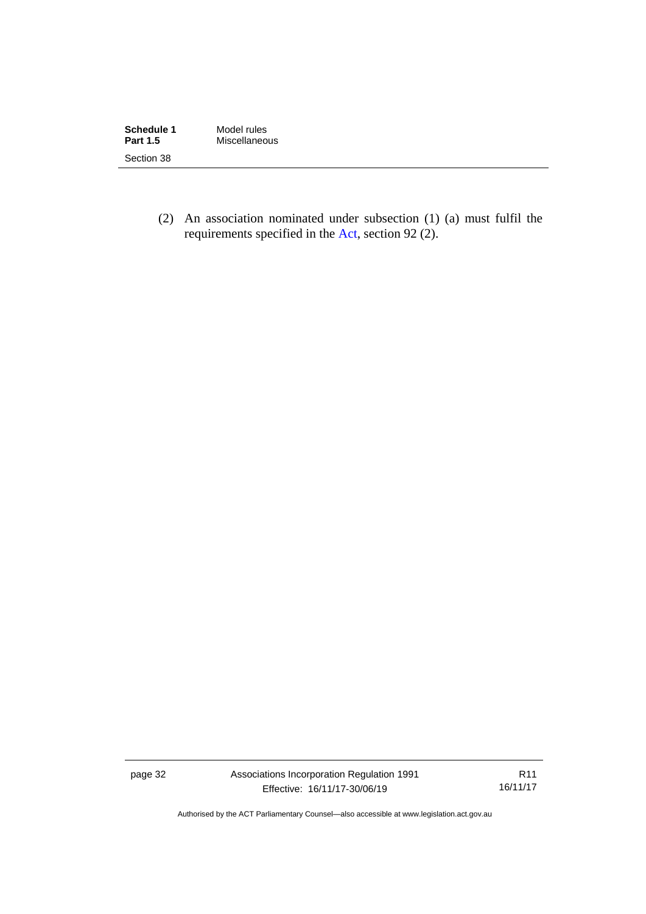(2) An association nominated under subsection (1) (a) must fulfil the requirements specified in the Act, section 92 (2).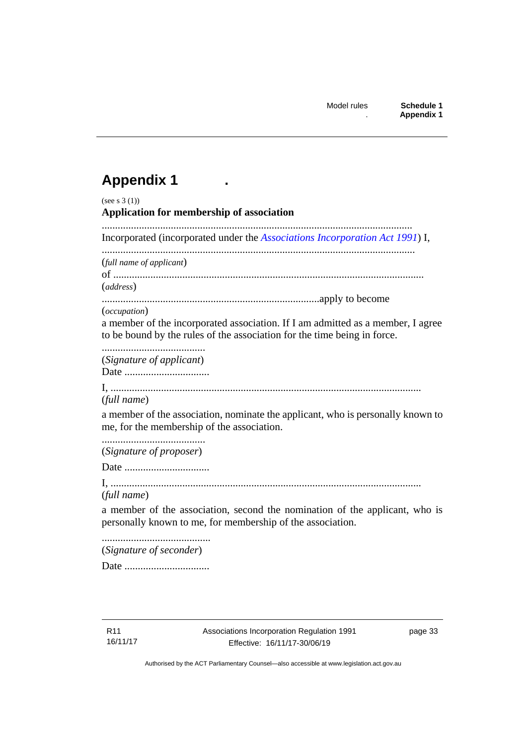# Appendix 1

(see s 3 (1))

**Application for membership of association**

....................................................................................................................

Incorporated (incorporated under the *Associations Incorporation Act 1991*) I,

....................................................................................................................

(*full name of applicant*)

of ....................................................................................................................

(*address*)

..................................................................................apply to become

(*occupation*)

a member of the incorporated association. If I am admitted as a member, I agree to be bound by the rules of the association for the time being in force.

.......................................

(*Signature of applicant*)

Date ................................

I, ....................................................................................................................

(*full name*)

a member of the association, nominate the applicant, who is personally known to me, for the membership of the association.

.......................................

(*Signature of proposer*)

Date ................................

I, ....................................................................................................................

(*full name*)

a member of the association, second the nomination of the applicant, who is personally known to me, for membership of the association.

.........................................

(*Signature of seconder*)

Date ................................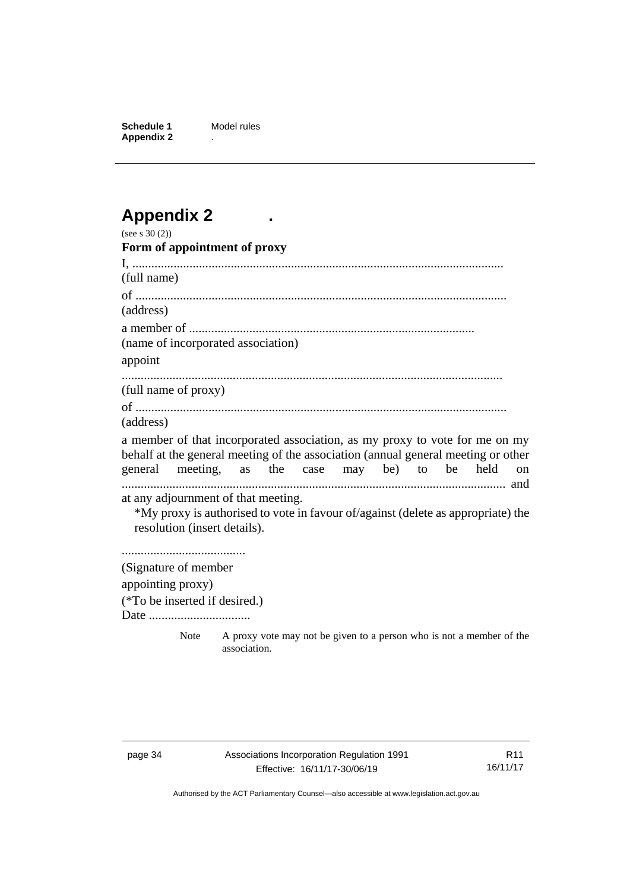# Appendix 2 .

(see s 30 (2))

**Form of appointment of proxy**

I, ....................................................................................................................

(full name)

of ....................................................................................................................

(address)

a member of ..........................................................................................

(name of incorporated association)

appoint

......................................................................................................................

(full name of proxy)

of ....................................................................................................................

(address)

a member of that incorporated association, as my proxy to vote for me on my behalf at the general meeting of the association (annual general meeting or other general meeting, as the case may be) to be held on ........................................................................................................................ and at any adjournment of that meeting.

*My proxy is authorised to vote in favour of/against (delete as appropriate) the resolution (insert details).

.......................................

(Signature of member appointing proxy)

(*To be inserted if desired.)

Date ................................

Note A proxy vote may not be given to a person who is not a member of the association.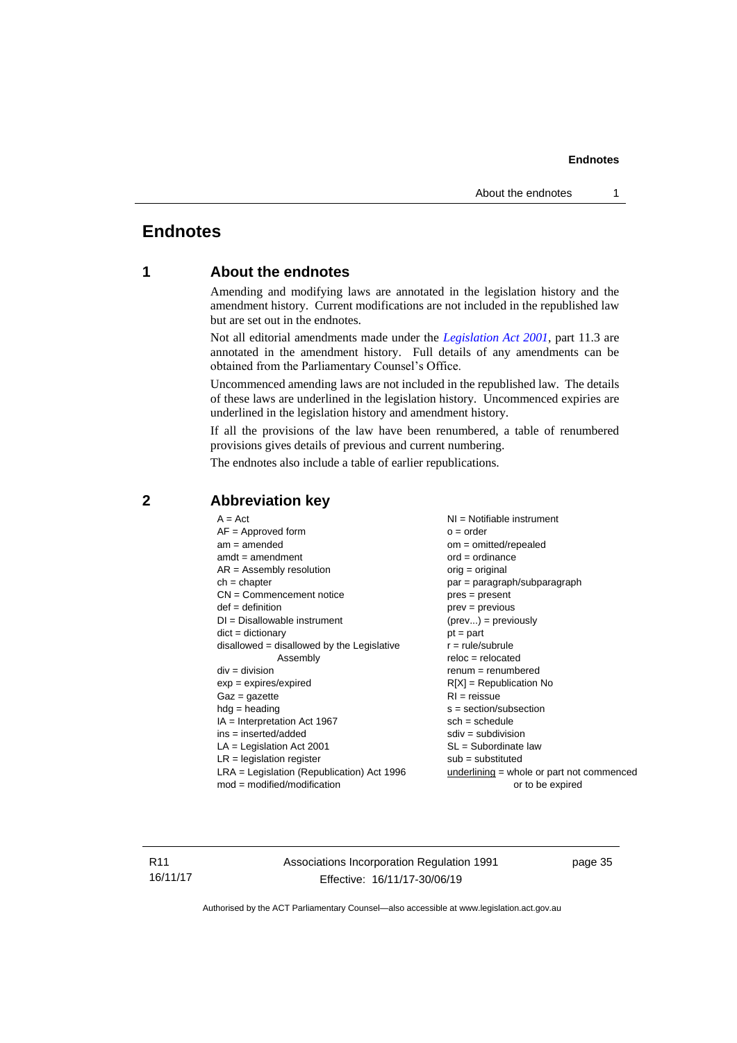# Endnotes

## 1 About the endnotes

Amending and modifying laws are annotated in the legislation history and the amendment history. Current modifications are not included in the republished law but are set out in the endnotes.

Not all editorial amendments made under the *Legislation Act 2001*, part 11.3 are annotated in the amendment history. Full details of any amendments can be obtained from the Parliamentary Counsel's Office.

Uncommenced amending laws are not included in the republished law. The details of these laws are underlined in the legislation history. Uncommenced expiries are underlined in the legislation history and amendment history.

If all the provisions of the law have been renumbered, a table of renumbered provisions gives details of previous and current numbering.

The endnotes also include a table of earlier republications.

## 2 Abbreviation key

A = Act
AF = Approved form
am = amended
amdt = amendment
AR = Assembly resolution
ch = chapter
CN = Commencement notice
def = definition
DI = Disallowable instrument
dict = dictionary
disallowed = disallowed by the Legislative Assembly
div = division
exp = expires/expired
Gaz = gazette
hdg = heading
IA = Interpretation Act 1967
ins = inserted/added
LA = Legislation Act 2001
LR = legislation register
LRA = Legislation (Republication) Act 1996
mod = modified/modification
NI = Notifiable instrument
o = order
om = omitted/repealed
ord = ordinance
orig = original
par = paragraph/subparagraph
pres = present
prev = previous
(prev...) = previously
pt = part
r = rule/subrule
reloc = relocated
renum = renumbered
R[X] = Republication No
RI = reissue
s = section/subsection
sch = schedule
sdiv = subdivision
SL = Subordinate law
sub = substituted
underlining = whole or part not commenced or to be expired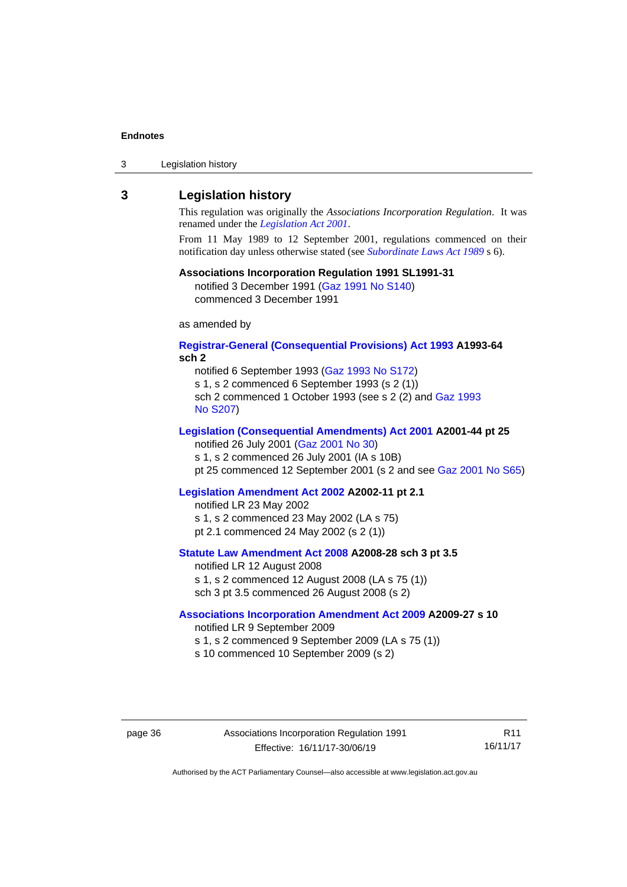## 3 Legislation history

This regulation was originally the *Associations Incorporation Regulation*. It was renamed under the *Legislation Act 2001*.

From 11 May 1989 to 12 September 2001, regulations commenced on their notification day unless otherwise stated (see *Subordinate Laws Act 1989* s 6).

**Associations Incorporation Regulation 1991 SL1991-31**

notified 3 December 1991 (Gaz 1991 No S140)
commenced 3 December 1991

as amended by

**Registrar-General (Consequential Provisions) Act 1993 A1993-64 sch 2**

notified 6 September 1993 (Gaz 1993 No S172)
s 1, s 2 commenced 6 September 1993 (s 2 (1))
sch 2 commenced 1 October 1993 (see s 2 (2) and Gaz 1993 No S207)

**Legislation (Consequential Amendments) Act 2001 A2001-44 pt 25**

notified 26 July 2001 (Gaz 2001 No 30)
s 1, s 2 commenced 26 July 2001 (IA s 10B)
pt 25 commenced 12 September 2001 (s 2 and see Gaz 2001 No S65)

**Legislation Amendment Act 2002 A2002-11 pt 2.1**

notified LR 23 May 2002
s 1, s 2 commenced 23 May 2002 (LA s 75)
pt 2.1 commenced 24 May 2002 (s 2 (1))

**Statute Law Amendment Act 2008 A2008-28 sch 3 pt 3.5**

notified LR 12 August 2008
s 1, s 2 commenced 12 August 2008 (LA s 75 (1))
sch 3 pt 3.5 commenced 26 August 2008 (s 2)

**Associations Incorporation Amendment Act 2009 A2009-27 s 10**

notified LR 9 September 2009
s 1, s 2 commenced 9 September 2009 (LA s 75 (1))
s 10 commenced 10 September 2009 (s 2)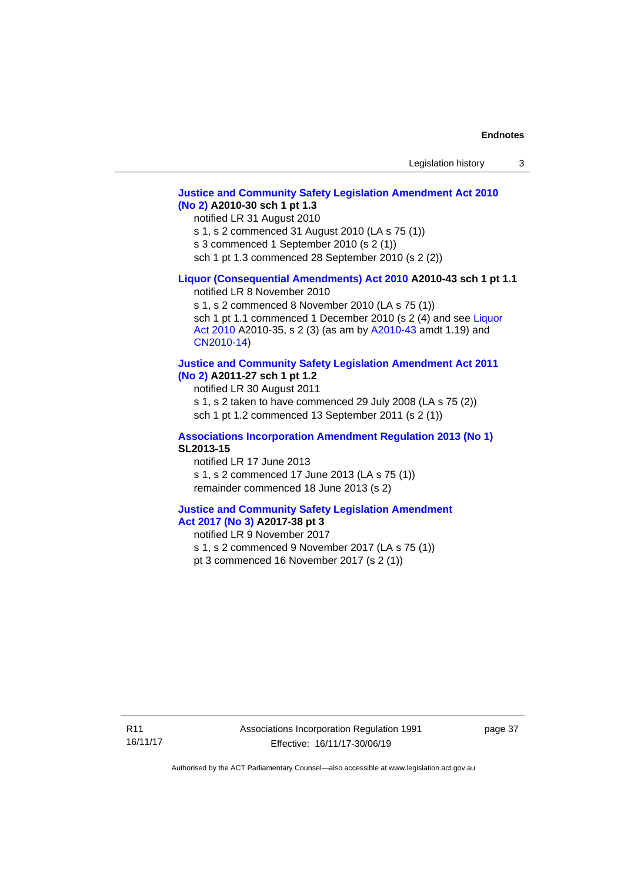**Justice and Community Safety Legislation Amendment Act 2010 (No 2) A2010-30 sch 1 pt 1.3**

notified LR 31 August 2010

s 1, s 2 commenced 31 August 2010 (LA s 75 (1))

s 3 commenced 1 September 2010 (s 2 (1))

sch 1 pt 1.3 commenced 28 September 2010 (s 2 (2))

**Liquor (Consequential Amendments) Act 2010 A2010-43 sch 1 pt 1.1**

notified LR 8 November 2010

s 1, s 2 commenced 8 November 2010 (LA s 75 (1))

sch 1 pt 1.1 commenced 1 December 2010 (s 2 (4) and see Liquor Act 2010 A2010-35, s 2 (3) (as am by A2010-43 amdt 1.19) and CN2010-14)

**Justice and Community Safety Legislation Amendment Act 2011 (No 2) A2011-27 sch 1 pt 1.2**

notified LR 30 August 2011

s 1, s 2 taken to have commenced 29 July 2008 (LA s 75 (2))

sch 1 pt 1.2 commenced 13 September 2011 (s 2 (1))

**Associations Incorporation Amendment Regulation 2013 (No 1) SL2013-15**

notified LR 17 June 2013

s 1, s 2 commenced 17 June 2013 (LA s 75 (1))

remainder commenced 18 June 2013 (s 2)

**Justice and Community Safety Legislation Amendment Act 2017 (No 3) A2017-38 pt 3**

notified LR 9 November 2017

s 1, s 2 commenced 9 November 2017 (LA s 75 (1))

pt 3 commenced 16 November 2017 (s 2 (1))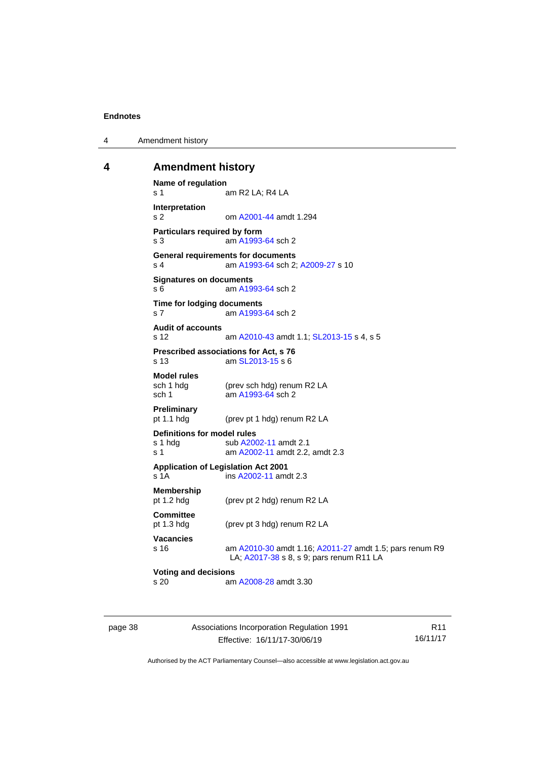# 4 Amendment history

**Name of regulation**
s 1 am R2 LA; R4 LA

**Interpretation**
s 2 om A2001-44 amdt 1.294

**Particulars required by form**
s 3 am A1993-64 sch 2

**General requirements for documents**
s 4 am A1993-64 sch 2; A2009-27 s 10

**Signatures on documents**
s 6 am A1993-64 sch 2

**Time for lodging documents**
s 7 am A1993-64 sch 2

**Audit of accounts**
s 12 am A2010-43 amdt 1.1; SL2013-15 s 4, s 5

**Prescribed associations for Act, s 76**
s 13 am SL2013-15 s 6

**Model rules**
sch 1 hdg (prev sch hdg) renum R2 LA
sch 1 am A1993-64 sch 2

**Preliminary**
pt 1.1 hdg (prev pt 1 hdg) renum R2 LA

**Definitions for model rules**
s 1 hdg sub A2002-11 amdt 2.1
s 1 am A2002-11 amdt 2.2, amdt 2.3

**Application of Legislation Act 2001**
s 1A ins A2002-11 amdt 2.3

**Membership**
pt 1.2 hdg (prev pt 2 hdg) renum R2 LA

**Committee**
pt 1.3 hdg (prev pt 3 hdg) renum R2 LA

**Vacancies**
s 16 am A2010-30 amdt 1.16; A2011-27 amdt 1.5; pars renum R9 LA; A2017-38 s 8, s 9; pars renum R11 LA

**Voting and decisions**
s 20 am A2008-28 amdt 3.30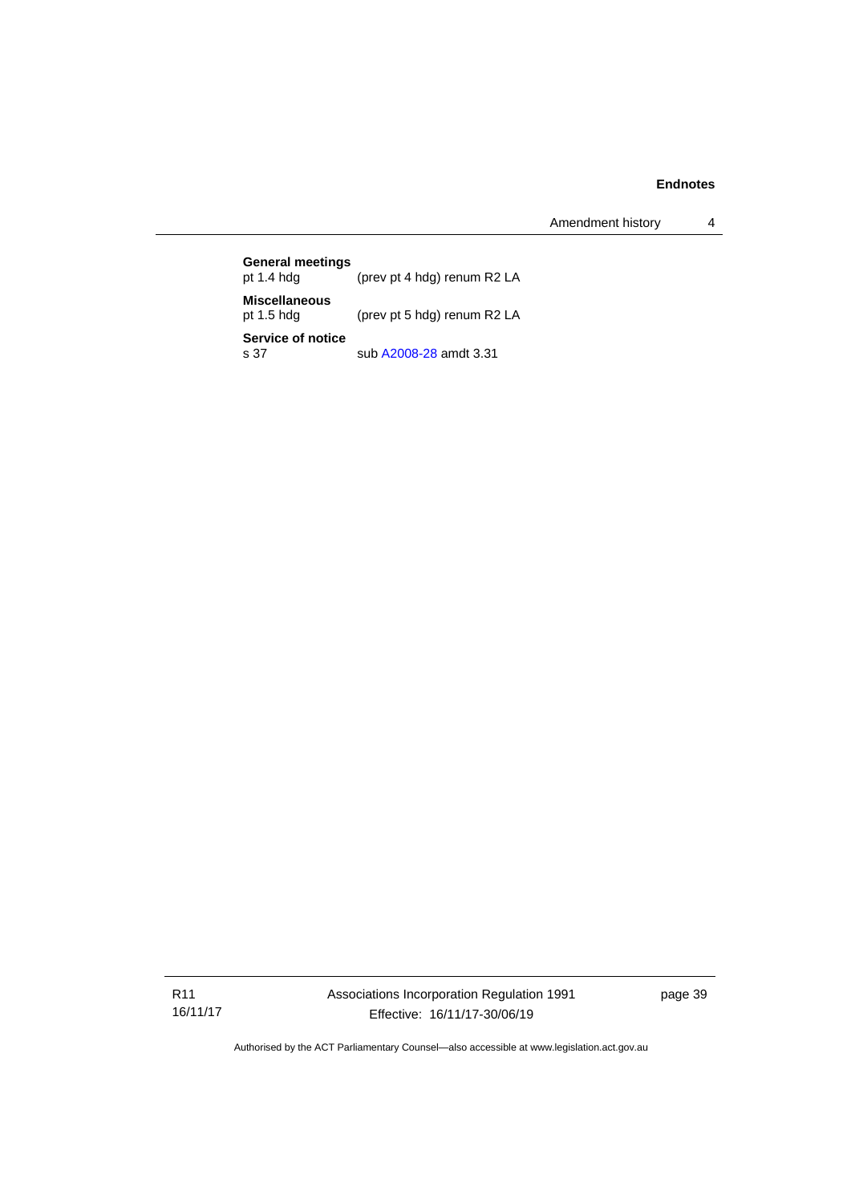**General meetings**
pt 1.4 hdg (prev pt 4 hdg) renum R2 LA

**Miscellaneous**
pt 1.5 hdg (prev pt 5 hdg) renum R2 LA

**Service of notice**
s 37 sub A2008-28 amdt 3.31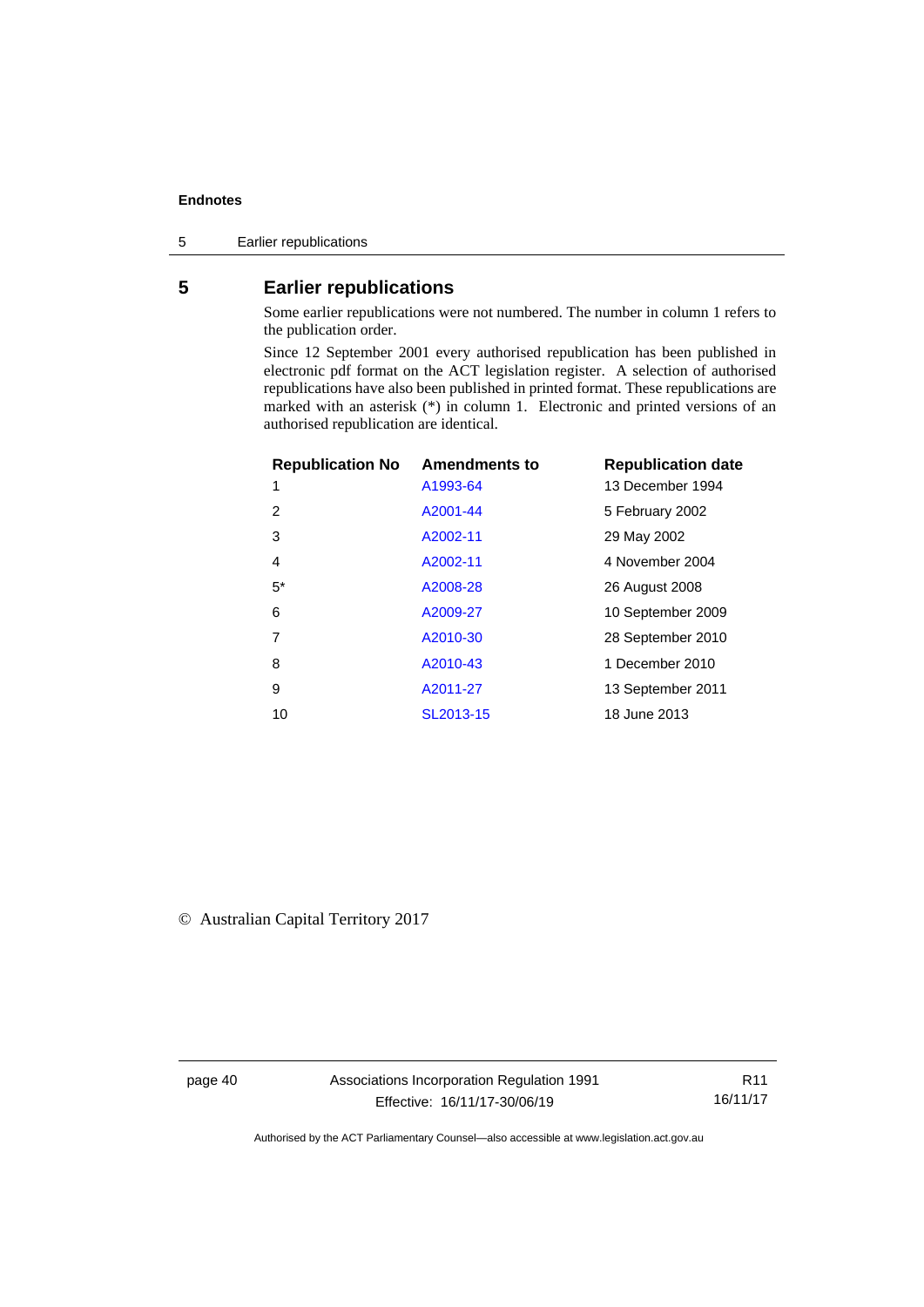## 5 Earlier republications

Some earlier republications were not numbered. The number in column 1 refers to the publication order.

Since 12 September 2001 every authorised republication has been published in electronic pdf format on the ACT legislation register. A selection of authorised republications have also been published in printed format. These republications are marked with an asterisk (*) in column 1. Electronic and printed versions of an authorised republication are identical.

| Republication No | Amendments to | Republication date |
|---|---|---|
| 1 | A1993-64 | 13 December 1994 |
| 2 | A2001-44 | 5 February 2002 |
| 3 | A2002-11 | 29 May 2002 |
| 4 | A2002-11 | 4 November 2004 |
| 5* | A2008-28 | 26 August 2008 |
| 6 | A2009-27 | 10 September 2009 |
| 7 | A2010-30 | 28 September 2010 |
| 8 | A2010-43 | 1 December 2010 |
| 9 | A2011-27 | 13 September 2011 |
| 10 | SL2013-15 | 18 June 2013 |

© Australian Capital Territory 2017